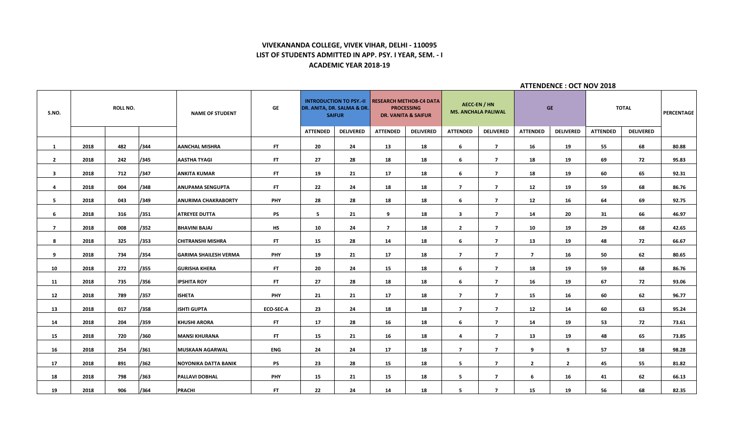# VIVEKANANDA COLLEGE, VIVEK VIHAR, DELHI - 110095

## LIST OF STUDENTS ADMITTED IN APP. PSY. I YEAR, SEM. - I

### ACADEMIC YEAR 2018-19

**ATTENDENCE : OCT NOV 2018**

| S.NO. | ROLL NO. | | | NAME OF STUDENT | GE | INTRODUCTION TO PSY.-II DR. ANITA, DR. SALMA & DR. SAIFUR | | RESEARCH METHO8-C4 DATA PROCESSING DR. VANITA & SAIFUR | | AECC-EN / HN MS. ANCHALA PALIWAL | | GE | | TOTAL | | PERCENTAGE |
|---|---|---|---|---|---|---|---|---|---|---|---|---|---|---|---|---|
| | | | | | | ATTENDED | DELIVERED | ATTENDED | DELIVERED | ATTENDED | DELIVERED | ATTENDED | DELIVERED | ATTENDED | DELIVERED | |
| 1 | 2018 | 482 | /344 | AANCHAL MISHRA | FT | 20 | 24 | 13 | 18 | 6 | 7 | 16 | 19 | 55 | 68 | 80.88 |
| 2 | 2018 | 242 | /345 | AASTHA TYAGI | FT | 27 | 28 | 18 | 18 | 6 | 7 | 18 | 19 | 69 | 72 | 95.83 |
| 3 | 2018 | 712 | /347 | ANKITA KUMAR | FT | 19 | 21 | 17 | 18 | 6 | 7 | 18 | 19 | 60 | 65 | 92.31 |
| 4 | 2018 | 004 | /348 | ANUPAMA SENGUPTA | FT | 22 | 24 | 18 | 18 | 7 | 7 | 12 | 19 | 59 | 68 | 86.76 |
| 5 | 2018 | 043 | /349 | ANURIMA CHAKRABORTY | PHY | 28 | 28 | 18 | 18 | 6 | 7 | 12 | 16 | 64 | 69 | 92.75 |
| 6 | 2018 | 316 | /351 | ATREYEE DUTTA | PS | 5 | 21 | 9 | 18 | 3 | 7 | 14 | 20 | 31 | 66 | 46.97 |
| 7 | 2018 | 008 | /352 | BHAVINI BAJAJ | HS | 10 | 24 | 7 | 18 | 2 | 7 | 10 | 19 | 29 | 68 | 42.65 |
| 8 | 2018 | 325 | /353 | CHITRANSHI MISHRA | FT | 15 | 28 | 14 | 18 | 6 | 7 | 13 | 19 | 48 | 72 | 66.67 |
| 9 | 2018 | 734 | /354 | GARIMA SHAILESH VERMA | PHY | 19 | 21 | 17 | 18 | 7 | 7 | 7 | 16 | 50 | 62 | 80.65 |
| 10 | 2018 | 272 | /355 | GURISHA KHERA | FT | 20 | 24 | 15 | 18 | 6 | 7 | 18 | 19 | 59 | 68 | 86.76 |
| 11 | 2018 | 735 | /356 | IPSHITA ROY | FT | 27 | 28 | 18 | 18 | 6 | 7 | 16 | 19 | 67 | 72 | 93.06 |
| 12 | 2018 | 789 | /357 | ISHETA | PHY | 21 | 21 | 17 | 18 | 7 | 7 | 15 | 16 | 60 | 62 | 96.77 |
| 13 | 2018 | 017 | /358 | ISHTI GUPTA | ECO-SEC-A | 23 | 24 | 18 | 18 | 7 | 7 | 12 | 14 | 60 | 63 | 95.24 |
| 14 | 2018 | 204 | /359 | KHUSHI ARORA | FT | 17 | 28 | 16 | 18 | 6 | 7 | 14 | 19 | 53 | 72 | 73.61 |
| 15 | 2018 | 720 | /360 | MANSI KHURANA | FT | 15 | 21 | 16 | 18 | 4 | 7 | 13 | 19 | 48 | 65 | 73.85 |
| 16 | 2018 | 254 | /361 | MUSKAAN AGARWAL | ENG | 24 | 24 | 17 | 18 | 7 | 7 | 9 | 9 | 57 | 58 | 98.28 |
| 17 | 2018 | 891 | /362 | NOYONIKA DATTA BANIK | PS | 23 | 28 | 15 | 18 | 5 | 7 | 2 | 2 | 45 | 55 | 81.82 |
| 18 | 2018 | 798 | /363 | PALLAVI DOBHAL | PHY | 15 | 21 | 15 | 18 | 5 | 7 | 6 | 16 | 41 | 62 | 66.13 |
| 19 | 2018 | 906 | /364 | PRACHI | FT | 22 | 24 | 14 | 18 | 5 | 7 | 15 | 19 | 56 | 68 | 82.35 |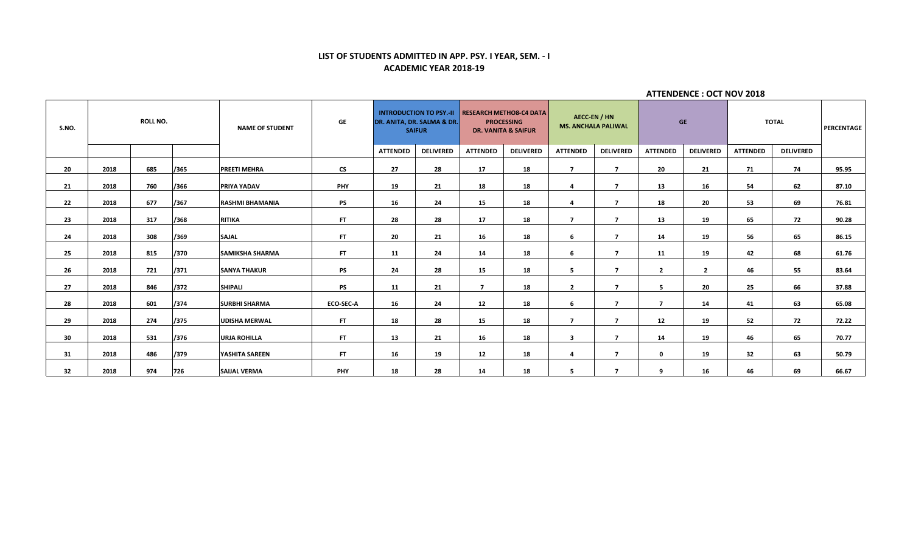**LIST OF STUDENTS ADMITTED IN APP. PSY. I YEAR, SEM. - I**
**ACADEMIC YEAR 2018-19**

**ATTENDENCE : OCT NOV 2018**

| S.NO. | ROLL NO. | | | NAME OF STUDENT | GE | INTRODUCTION TO PSY.-II DR. ANITA, DR. SALMA & DR. SAIFUR | | RESEARCH METHO8-C4 DATA PROCESSING DR. VANITA & SAIFUR | | AECC-EN / HN MS. ANCHALA PALIWAL | | GE | | TOTAL | | PERCENTAGE |
|---|---|---|---|---|---|---|---|---|---|---|---|---|---|---|---|---|
| | | | | | | ATTENDED | DELIVERED | ATTENDED | DELIVERED | ATTENDED | DELIVERED | ATTENDED | DELIVERED | ATTENDED | DELIVERED | |
| 20 | 2018 | 685 | /365 | PREETI MEHRA | CS | 27 | 28 | 17 | 18 | 7 | 7 | 20 | 21 | 71 | 74 | 95.95 |
| 21 | 2018 | 760 | /366 | PRIYA YADAV | PHY | 19 | 21 | 18 | 18 | 4 | 7 | 13 | 16 | 54 | 62 | 87.10 |
| 22 | 2018 | 677 | /367 | RASHMI BHAMANIA | PS | 16 | 24 | 15 | 18 | 4 | 7 | 18 | 20 | 53 | 69 | 76.81 |
| 23 | 2018 | 317 | /368 | RITIKA | FT | 28 | 28 | 17 | 18 | 7 | 7 | 13 | 19 | 65 | 72 | 90.28 |
| 24 | 2018 | 308 | /369 | SAJAL | FT | 20 | 21 | 16 | 18 | 6 | 7 | 14 | 19 | 56 | 65 | 86.15 |
| 25 | 2018 | 815 | /370 | SAMIKSHA SHARMA | FT | 11 | 24 | 14 | 18 | 6 | 7 | 11 | 19 | 42 | 68 | 61.76 |
| 26 | 2018 | 721 | /371 | SANYA THAKUR | PS | 24 | 28 | 15 | 18 | 5 | 7 | 2 | 2 | 46 | 55 | 83.64 |
| 27 | 2018 | 846 | /372 | SHIPALI | PS | 11 | 21 | 7 | 18 | 2 | 7 | 5 | 20 | 25 | 66 | 37.88 |
| 28 | 2018 | 601 | /374 | SURBHI SHARMA | ECO-SEC-A | 16 | 24 | 12 | 18 | 6 | 7 | 7 | 14 | 41 | 63 | 65.08 |
| 29 | 2018 | 274 | /375 | UDISHA MERWAL | FT | 18 | 28 | 15 | 18 | 7 | 7 | 12 | 19 | 52 | 72 | 72.22 |
| 30 | 2018 | 531 | /376 | URJA ROHILLA | FT | 13 | 21 | 16 | 18 | 3 | 7 | 14 | 19 | 46 | 65 | 70.77 |
| 31 | 2018 | 486 | /379 | YASHITA SAREEN | FT | 16 | 19 | 12 | 18 | 4 | 7 | 0 | 19 | 32 | 63 | 50.79 |
| 32 | 2018 | 974 | 726 | SAIJAL VERMA | PHY | 18 | 28 | 14 | 18 | 5 | 7 | 9 | 16 | 46 | 69 | 66.67 |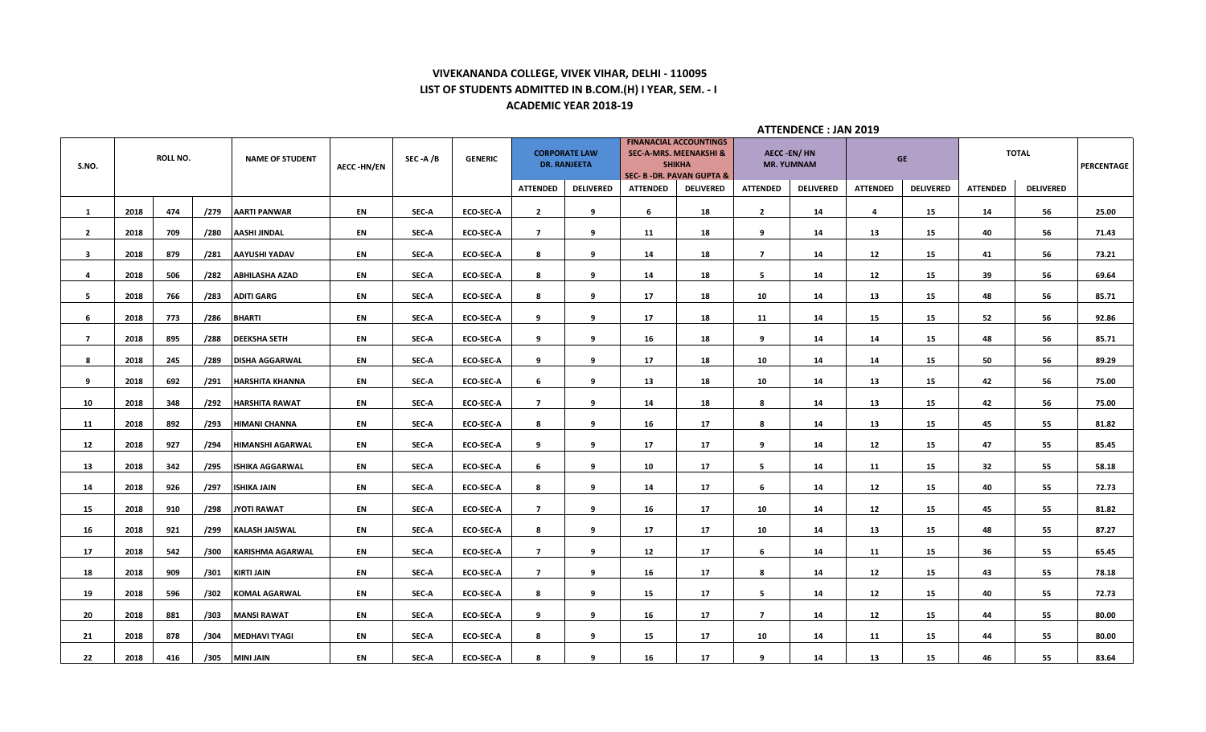**VIVEKANANDA COLLEGE, VIVEK VIHAR, DELHI - 110095**

**LIST OF STUDENTS ADMITTED IN B.COM.(H) I YEAR, SEM. - I**

**ACADEMIC YEAR 2018-19**

**ATTENDENCE : JAN 2019**

| S.NO. | ROLL NO. | | | NAME OF STUDENT | AECC -HN/EN | SEC -A /B | GENERIC | CORPORATE LAW DR. RANJEETA | | FINANACIAL ACCOUNTINGS SEC-A-MRS. MEENAKSHI & SHIKHA SEC- B -DR. PAVAN GUPTA & | | AECC -EN/ HN MR. YUMNAM | | GE | | TOTAL | | PERCENTAGE |
|---|---|---|---|---|---|---|---|---|---|---|---|---|---|---|---|---|---|---|
| | | | | | | | | ATTENDED | DELIVERED | ATTENDED | DELIVERED | ATTENDED | DELIVERED | ATTENDED | DELIVERED | ATTENDED | DELIVERED | |
| 1 | 2018 | 474 | /279 | AARTI PANWAR | EN | SEC-A | ECO-SEC-A | 2 | 9 | 6 | 18 | 2 | 14 | 4 | 15 | 14 | 56 | 25.00 |
| 2 | 2018 | 709 | /280 | AASHI JINDAL | EN | SEC-A | ECO-SEC-A | 7 | 9 | 11 | 18 | 9 | 14 | 13 | 15 | 40 | 56 | 71.43 |
| 3 | 2018 | 879 | /281 | AAYUSHI YADAV | EN | SEC-A | ECO-SEC-A | 8 | 9 | 14 | 18 | 7 | 14 | 12 | 15 | 41 | 56 | 73.21 |
| 4 | 2018 | 506 | /282 | ABHILASHA AZAD | EN | SEC-A | ECO-SEC-A | 8 | 9 | 14 | 18 | 5 | 14 | 12 | 15 | 39 | 56 | 69.64 |
| 5 | 2018 | 766 | /283 | ADITI GARG | EN | SEC-A | ECO-SEC-A | 8 | 9 | 17 | 18 | 10 | 14 | 13 | 15 | 48 | 56 | 85.71 |
| 6 | 2018 | 773 | /286 | BHARTI | EN | SEC-A | ECO-SEC-A | 9 | 9 | 17 | 18 | 11 | 14 | 15 | 15 | 52 | 56 | 92.86 |
| 7 | 2018 | 895 | /288 | DEEKSHA SETH | EN | SEC-A | ECO-SEC-A | 9 | 9 | 16 | 18 | 9 | 14 | 14 | 15 | 48 | 56 | 85.71 |
| 8 | 2018 | 245 | /289 | DISHA AGGARWAL | EN | SEC-A | ECO-SEC-A | 9 | 9 | 17 | 18 | 10 | 14 | 14 | 15 | 50 | 56 | 89.29 |
| 9 | 2018 | 692 | /291 | HARSHITA KHANNA | EN | SEC-A | ECO-SEC-A | 6 | 9 | 13 | 18 | 10 | 14 | 13 | 15 | 42 | 56 | 75.00 |
| 10 | 2018 | 348 | /292 | HARSHITA RAWAT | EN | SEC-A | ECO-SEC-A | 7 | 9 | 14 | 18 | 8 | 14 | 13 | 15 | 42 | 56 | 75.00 |
| 11 | 2018 | 892 | /293 | HIMANI CHANNA | EN | SEC-A | ECO-SEC-A | 8 | 9 | 16 | 17 | 8 | 14 | 13 | 15 | 45 | 55 | 81.82 |
| 12 | 2018 | 927 | /294 | HIMANSHI AGARWAL | EN | SEC-A | ECO-SEC-A | 9 | 9 | 17 | 17 | 9 | 14 | 12 | 15 | 47 | 55 | 85.45 |
| 13 | 2018 | 342 | /295 | ISHIKA AGGARWAL | EN | SEC-A | ECO-SEC-A | 6 | 9 | 10 | 17 | 5 | 14 | 11 | 15 | 32 | 55 | 58.18 |
| 14 | 2018 | 926 | /297 | ISHIKA JAIN | EN | SEC-A | ECO-SEC-A | 8 | 9 | 14 | 17 | 6 | 14 | 12 | 15 | 40 | 55 | 72.73 |
| 15 | 2018 | 910 | /298 | JYOTI RAWAT | EN | SEC-A | ECO-SEC-A | 7 | 9 | 16 | 17 | 10 | 14 | 12 | 15 | 45 | 55 | 81.82 |
| 16 | 2018 | 921 | /299 | KALASH JAISWAL | EN | SEC-A | ECO-SEC-A | 8 | 9 | 17 | 17 | 10 | 14 | 13 | 15 | 48 | 55 | 87.27 |
| 17 | 2018 | 542 | /300 | KARISHMA AGARWAL | EN | SEC-A | ECO-SEC-A | 7 | 9 | 12 | 17 | 6 | 14 | 11 | 15 | 36 | 55 | 65.45 |
| 18 | 2018 | 909 | /301 | KIRTI JAIN | EN | SEC-A | ECO-SEC-A | 7 | 9 | 16 | 17 | 8 | 14 | 12 | 15 | 43 | 55 | 78.18 |
| 19 | 2018 | 596 | /302 | KOMAL AGARWAL | EN | SEC-A | ECO-SEC-A | 8 | 9 | 15 | 17 | 5 | 14 | 12 | 15 | 40 | 55 | 72.73 |
| 20 | 2018 | 881 | /303 | MANSI RAWAT | EN | SEC-A | ECO-SEC-A | 9 | 9 | 16 | 17 | 7 | 14 | 12 | 15 | 44 | 55 | 80.00 |
| 21 | 2018 | 878 | /304 | MEDHAVI TYAGI | EN | SEC-A | ECO-SEC-A | 8 | 9 | 15 | 17 | 10 | 14 | 11 | 15 | 44 | 55 | 80.00 |
| 22 | 2018 | 416 | /305 | MINI JAIN | EN | SEC-A | ECO-SEC-A | 8 | 9 | 16 | 17 | 9 | 14 | 13 | 15 | 46 | 55 | 83.64 |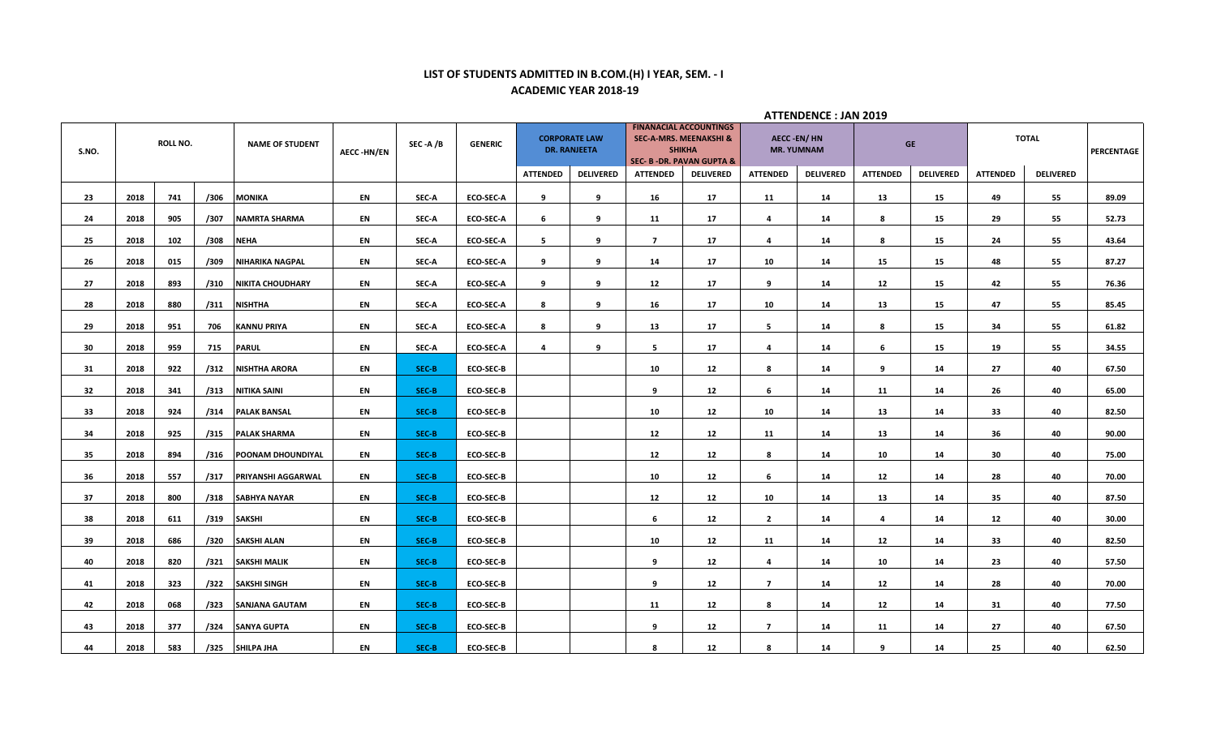# LIST OF STUDENTS ADMITTED IN B.COM.(H) I YEAR, SEM. - I

## ACADEMIC YEAR 2018-19

**ATTENDENCE : JAN 2019**

| S.NO. | ROLL NO. | | | NAME OF STUDENT | AECC -HN/EN | SEC -A /B | GENERIC | CORPORATE LAW DR. RANJEETA | | FINANACIAL ACCOUNTINGS SEC-A-MRS. MEENAKSHI & SHIKHA SEC- B -DR. PAVAN GUPTA & | | AECC -EN/ HN MR. YUMNAM | | GE | | TOTAL | | PERCENTAGE |
|---|---|---|---|---|---|---|---|---|---|---|---|---|---|---|---|---|---|---|
| | | | | | | | | ATTENDED | DELIVERED | ATTENDED | DELIVERED | ATTENDED | DELIVERED | ATTENDED | DELIVERED | ATTENDED | DELIVERED | |
| 23 | 2018 | 741 | /306 | MONIKA | EN | SEC-A | ECO-SEC-A | 9 | 9 | 16 | 17 | 11 | 14 | 13 | 15 | 49 | 55 | 89.09 |
| 24 | 2018 | 905 | /307 | NAMRTA SHARMA | EN | SEC-A | ECO-SEC-A | 6 | 9 | 11 | 17 | 4 | 14 | 8 | 15 | 29 | 55 | 52.73 |
| 25 | 2018 | 102 | /308 | NEHA | EN | SEC-A | ECO-SEC-A | 5 | 9 | 7 | 17 | 4 | 14 | 8 | 15 | 24 | 55 | 43.64 |
| 26 | 2018 | 015 | /309 | NIHARIKA NAGPAL | EN | SEC-A | ECO-SEC-A | 9 | 9 | 14 | 17 | 10 | 14 | 15 | 15 | 48 | 55 | 87.27 |
| 27 | 2018 | 893 | /310 | NIKITA CHOUDHARY | EN | SEC-A | ECO-SEC-A | 9 | 9 | 12 | 17 | 9 | 14 | 12 | 15 | 42 | 55 | 76.36 |
| 28 | 2018 | 880 | /311 | NISHTHA | EN | SEC-A | ECO-SEC-A | 8 | 9 | 16 | 17 | 10 | 14 | 13 | 15 | 47 | 55 | 85.45 |
| 29 | 2018 | 951 | 706 | KANNU PRIYA | EN | SEC-A | ECO-SEC-A | 8 | 9 | 13 | 17 | 5 | 14 | 8 | 15 | 34 | 55 | 61.82 |
| 30 | 2018 | 959 | 715 | PARUL | EN | SEC-A | ECO-SEC-A | 4 | 9 | 5 | 17 | 4 | 14 | 6 | 15 | 19 | 55 | 34.55 |
| 31 | 2018 | 922 | /312 | NISHTHA ARORA | EN | SEC-B | ECO-SEC-B | | | 10 | 12 | 8 | 14 | 9 | 14 | 27 | 40 | 67.50 |
| 32 | 2018 | 341 | /313 | NITIKA SAINI | EN | SEC-B | ECO-SEC-B | | | 9 | 12 | 6 | 14 | 11 | 14 | 26 | 40 | 65.00 |
| 33 | 2018 | 924 | /314 | PALAK BANSAL | EN | SEC-B | ECO-SEC-B | | | 10 | 12 | 10 | 14 | 13 | 14 | 33 | 40 | 82.50 |
| 34 | 2018 | 925 | /315 | PALAK SHARMA | EN | SEC-B | ECO-SEC-B | | | 12 | 12 | 11 | 14 | 13 | 14 | 36 | 40 | 90.00 |
| 35 | 2018 | 894 | /316 | POONAM DHOUNDIYAL | EN | SEC-B | ECO-SEC-B | | | 12 | 12 | 8 | 14 | 10 | 14 | 30 | 40 | 75.00 |
| 36 | 2018 | 557 | /317 | PRIYANSHI AGGARWAL | EN | SEC-B | ECO-SEC-B | | | 10 | 12 | 6 | 14 | 12 | 14 | 28 | 40 | 70.00 |
| 37 | 2018 | 800 | /318 | SABHYA NAYAR | EN | SEC-B | ECO-SEC-B | | | 12 | 12 | 10 | 14 | 13 | 14 | 35 | 40 | 87.50 |
| 38 | 2018 | 611 | /319 | SAKSHI | EN | SEC-B | ECO-SEC-B | | | 6 | 12 | 2 | 14 | 4 | 14 | 12 | 40 | 30.00 |
| 39 | 2018 | 686 | /320 | SAKSHI ALAN | EN | SEC-B | ECO-SEC-B | | | 10 | 12 | 11 | 14 | 12 | 14 | 33 | 40 | 82.50 |
| 40 | 2018 | 820 | /321 | SAKSHI MALIK | EN | SEC-B | ECO-SEC-B | | | 9 | 12 | 4 | 14 | 10 | 14 | 23 | 40 | 57.50 |
| 41 | 2018 | 323 | /322 | SAKSHI SINGH | EN | SEC-B | ECO-SEC-B | | | 9 | 12 | 7 | 14 | 12 | 14 | 28 | 40 | 70.00 |
| 42 | 2018 | 068 | /323 | SANJANA GAUTAM | EN | SEC-B | ECO-SEC-B | | | 11 | 12 | 8 | 14 | 12 | 14 | 31 | 40 | 77.50 |
| 43 | 2018 | 377 | /324 | SANYA GUPTA | EN | SEC-B | ECO-SEC-B | | | 9 | 12 | 7 | 14 | 11 | 14 | 27 | 40 | 67.50 |
| 44 | 2018 | 583 | /325 | SHILPA JHA | EN | SEC-B | ECO-SEC-B | | | 8 | 12 | 8 | 14 | 9 | 14 | 25 | 40 | 62.50 |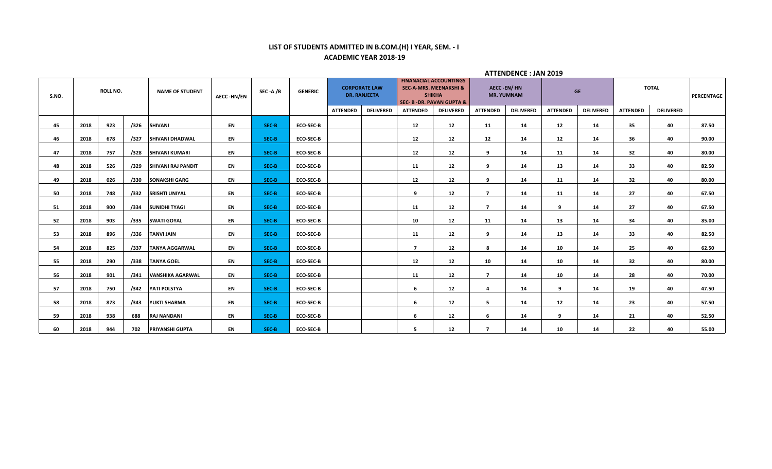# LIST OF STUDENTS ADMITTED IN B.COM.(H) I YEAR, SEM. - I

## ACADEMIC YEAR 2018-19

**ATTENDENCE : JAN 2019**

| S.NO. | ROLL NO. | | | NAME OF STUDENT | AECC -HN/EN | SEC -A /B | GENERIC | CORPORATE LAW DR. RANJEETA | | FINANACIAL ACCOUNTINGS SEC-A-MRS. MEENAKSHI & SHIKHA SEC- B -DR. PAVAN GUPTA & | | AECC -EN/ HN MR. YUMNAM | | GE | | TOTAL | | PERCENTAGE |
|---|---|---|---|---|---|---|---|---|---|---|---|---|---|---|---|---|---|---|
| | | | | | | | | ATTENDED | DELIVERED | ATTENDED | DELIVERED | ATTENDED | DELIVERED | ATTENDED | DELIVERED | ATTENDED | DELIVERED | |
| 45 | 2018 | 923 | /326 | SHIVANI | EN | SEC-B | ECO-SEC-B | | | 12 | 12 | 11 | 14 | 12 | 14 | 35 | 40 | 87.50 |
| 46 | 2018 | 678 | /327 | SHIVANI DHADWAL | EN | SEC-B | ECO-SEC-B | | | 12 | 12 | 12 | 14 | 12 | 14 | 36 | 40 | 90.00 |
| 47 | 2018 | 757 | /328 | SHIVANI KUMARI | EN | SEC-B | ECO-SEC-B | | | 12 | 12 | 9 | 14 | 11 | 14 | 32 | 40 | 80.00 |
| 48 | 2018 | 526 | /329 | SHIVANI RAJ PANDIT | EN | SEC-B | ECO-SEC-B | | | 11 | 12 | 9 | 14 | 13 | 14 | 33 | 40 | 82.50 |
| 49 | 2018 | 026 | /330 | SONAKSHI GARG | EN | SEC-B | ECO-SEC-B | | | 12 | 12 | 9 | 14 | 11 | 14 | 32 | 40 | 80.00 |
| 50 | 2018 | 748 | /332 | SRISHTI UNIYAL | EN | SEC-B | ECO-SEC-B | | | 9 | 12 | 7 | 14 | 11 | 14 | 27 | 40 | 67.50 |
| 51 | 2018 | 900 | /334 | SUNIDHI TYAGI | EN | SEC-B | ECO-SEC-B | | | 11 | 12 | 7 | 14 | 9 | 14 | 27 | 40 | 67.50 |
| 52 | 2018 | 903 | /335 | SWATI GOYAL | EN | SEC-B | ECO-SEC-B | | | 10 | 12 | 11 | 14 | 13 | 14 | 34 | 40 | 85.00 |
| 53 | 2018 | 896 | /336 | TANVI JAIN | EN | SEC-B | ECO-SEC-B | | | 11 | 12 | 9 | 14 | 13 | 14 | 33 | 40 | 82.50 |
| 54 | 2018 | 825 | /337 | TANYA AGGARWAL | EN | SEC-B | ECO-SEC-B | | | 7 | 12 | 8 | 14 | 10 | 14 | 25 | 40 | 62.50 |
| 55 | 2018 | 290 | /338 | TANYA GOEL | EN | SEC-B | ECO-SEC-B | | | 12 | 12 | 10 | 14 | 10 | 14 | 32 | 40 | 80.00 |
| 56 | 2018 | 901 | /341 | VANSHIKA AGARWAL | EN | SEC-B | ECO-SEC-B | | | 11 | 12 | 7 | 14 | 10 | 14 | 28 | 40 | 70.00 |
| 57 | 2018 | 750 | /342 | YATI POLSTYA | EN | SEC-B | ECO-SEC-B | | | 6 | 12 | 4 | 14 | 9 | 14 | 19 | 40 | 47.50 |
| 58 | 2018 | 873 | /343 | YUKTI SHARMA | EN | SEC-B | ECO-SEC-B | | | 6 | 12 | 5 | 14 | 12 | 14 | 23 | 40 | 57.50 |
| 59 | 2018 | 938 | 688 | RAJ NANDANI | EN | SEC-B | ECO-SEC-B | | | 6 | 12 | 6 | 14 | 9 | 14 | 21 | 40 | 52.50 |
| 60 | 2018 | 944 | 702 | PRIYANSHI GUPTA | EN | SEC-B | ECO-SEC-B | | | 5 | 12 | 7 | 14 | 10 | 14 | 22 | 40 | 55.00 |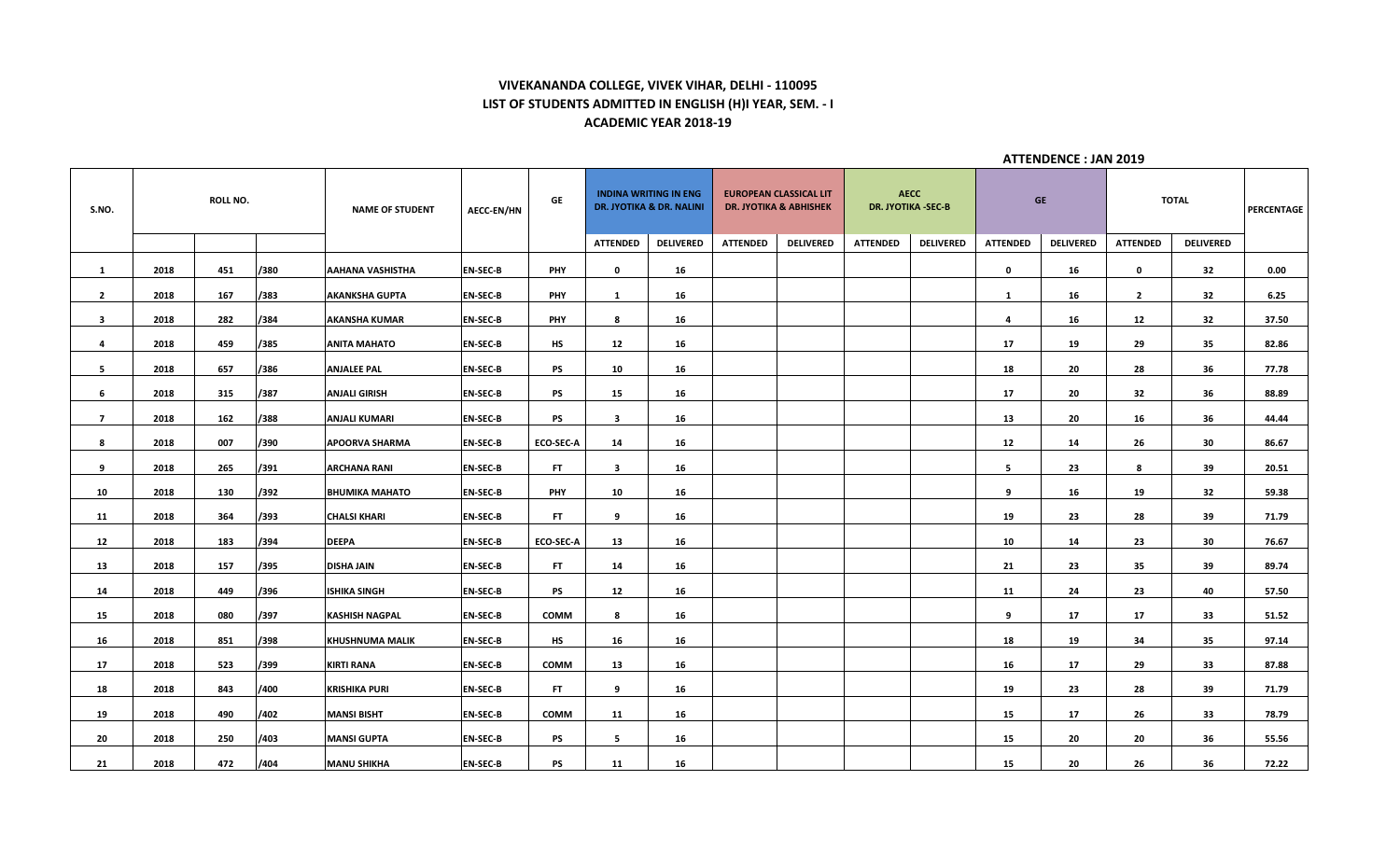# VIVEKANANDA COLLEGE, VIVEK VIHAR, DELHI - 110095
## LIST OF STUDENTS ADMITTED IN ENGLISH (H)I YEAR, SEM. - I
### ACADEMIC YEAR 2018-19

**ATTENDENCE : JAN 2019**

| S.NO. | ROLL NO. | | | NAME OF STUDENT | AECC-EN/HN | GE | INDINA WRITING IN ENG DR. JYOTIKA & DR. NALINI | | EUROPEAN CLASSICAL LIT DR. JYOTIKA & ABHISHEK | | AECC DR. JYOTIKA -SEC-B | | GE | | TOTAL | | PERCENTAGE |
|---|---|---|---|---|---|---|---|---|---|---|---|---|---|---|---|---|---|
| | | | | | | | ATTENDED | DELIVERED | ATTENDED | DELIVERED | ATTENDED | DELIVERED | ATTENDED | DELIVERED | ATTENDED | DELIVERED | |
| 1 | 2018 | 451 | /380 | AAHANA VASHISTHA | EN-SEC-B | PHY | 0 | 16 | | | | | 0 | 16 | 0 | 32 | 0.00 |
| 2 | 2018 | 167 | /383 | AKANKSHA GUPTA | EN-SEC-B | PHY | 1 | 16 | | | | | 1 | 16 | 2 | 32 | 6.25 |
| 3 | 2018 | 282 | /384 | AKANSHA KUMAR | EN-SEC-B | PHY | 8 | 16 | | | | | 4 | 16 | 12 | 32 | 37.50 |
| 4 | 2018 | 459 | /385 | ANITA MAHATO | EN-SEC-B | HS | 12 | 16 | | | | | 17 | 19 | 29 | 35 | 82.86 |
| 5 | 2018 | 657 | /386 | ANJALEE PAL | EN-SEC-B | PS | 10 | 16 | | | | | 18 | 20 | 28 | 36 | 77.78 |
| 6 | 2018 | 315 | /387 | ANJALI GIRISH | EN-SEC-B | PS | 15 | 16 | | | | | 17 | 20 | 32 | 36 | 88.89 |
| 7 | 2018 | 162 | /388 | ANJALI KUMARI | EN-SEC-B | PS | 3 | 16 | | | | | 13 | 20 | 16 | 36 | 44.44 |
| 8 | 2018 | 007 | /390 | APOORVA SHARMA | EN-SEC-B | ECO-SEC-A | 14 | 16 | | | | | 12 | 14 | 26 | 30 | 86.67 |
| 9 | 2018 | 265 | /391 | ARCHANA RANI | EN-SEC-B | FT | 3 | 16 | | | | | 5 | 23 | 8 | 39 | 20.51 |
| 10 | 2018 | 130 | /392 | BHUMIKA MAHATO | EN-SEC-B | PHY | 10 | 16 | | | | | 9 | 16 | 19 | 32 | 59.38 |
| 11 | 2018 | 364 | /393 | CHALSI KHARI | EN-SEC-B | FT | 9 | 16 | | | | | 19 | 23 | 28 | 39 | 71.79 |
| 12 | 2018 | 183 | /394 | DEEPA | EN-SEC-B | ECO-SEC-A | 13 | 16 | | | | | 10 | 14 | 23 | 30 | 76.67 |
| 13 | 2018 | 157 | /395 | DISHA JAIN | EN-SEC-B | FT | 14 | 16 | | | | | 21 | 23 | 35 | 39 | 89.74 |
| 14 | 2018 | 449 | /396 | ISHIKA SINGH | EN-SEC-B | PS | 12 | 16 | | | | | 11 | 24 | 23 | 40 | 57.50 |
| 15 | 2018 | 080 | /397 | KASHISH NAGPAL | EN-SEC-B | COMM | 8 | 16 | | | | | 9 | 17 | 17 | 33 | 51.52 |
| 16 | 2018 | 851 | /398 | KHUSHNUMA MALIK | EN-SEC-B | HS | 16 | 16 | | | | | 18 | 19 | 34 | 35 | 97.14 |
| 17 | 2018 | 523 | /399 | KIRTI RANA | EN-SEC-B | COMM | 13 | 16 | | | | | 16 | 17 | 29 | 33 | 87.88 |
| 18 | 2018 | 843 | /400 | KRISHIKA PURI | EN-SEC-B | FT | 9 | 16 | | | | | 19 | 23 | 28 | 39 | 71.79 |
| 19 | 2018 | 490 | /402 | MANSI BISHT | EN-SEC-B | COMM | 11 | 16 | | | | | 15 | 17 | 26 | 33 | 78.79 |
| 20 | 2018 | 250 | /403 | MANSI GUPTA | EN-SEC-B | PS | 5 | 16 | | | | | 15 | 20 | 20 | 36 | 55.56 |
| 21 | 2018 | 472 | /404 | MANU SHIKHA | EN-SEC-B | PS | 11 | 16 | | | | | 15 | 20 | 26 | 36 | 72.22 |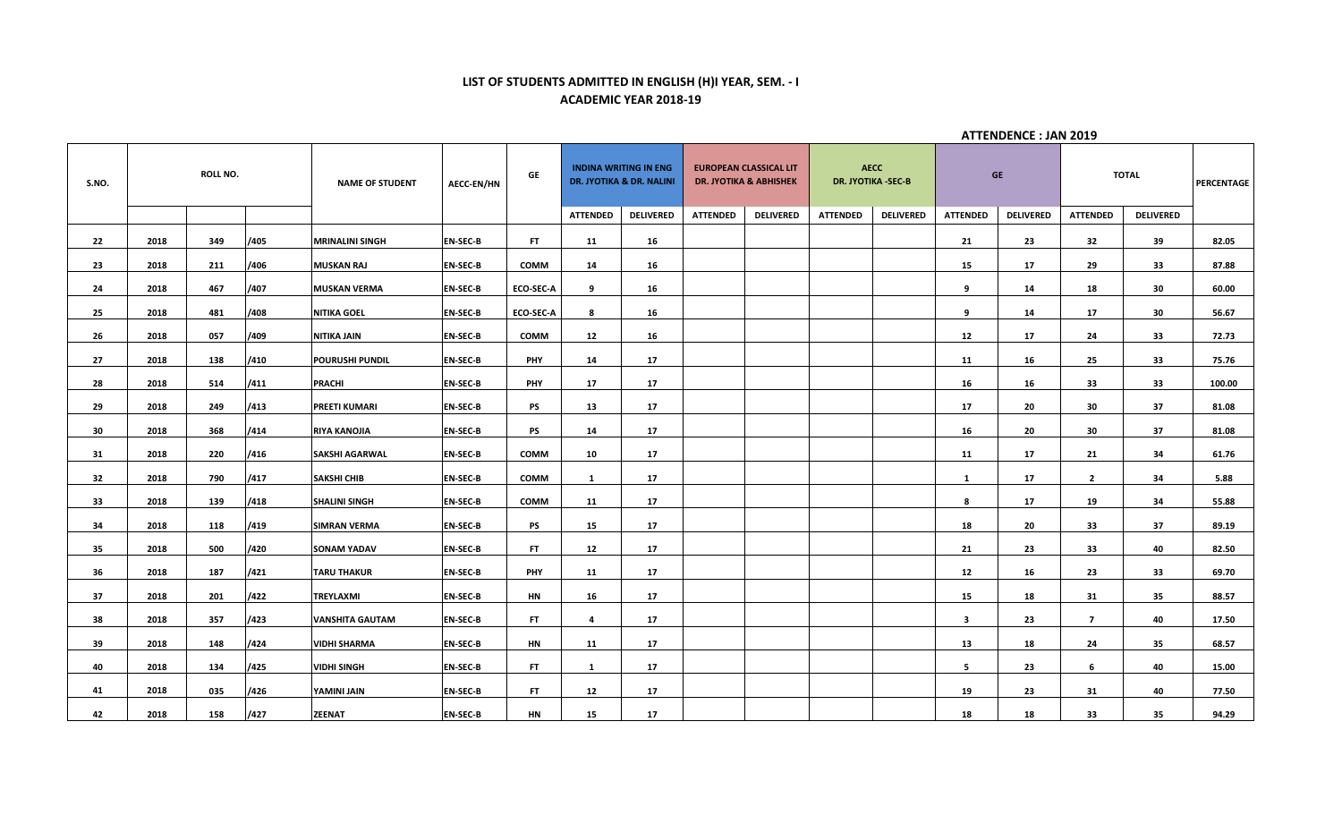**LIST OF STUDENTS ADMITTED IN ENGLISH (H)I YEAR, SEM. - I**

**ACADEMIC YEAR 2018-19**

**ATTENDENCE : JAN 2019**

| S.NO. | ROLL NO. | | | NAME OF STUDENT | AECC-EN/HN | GE | INDINA WRITING IN ENG DR. JYOTIKA & DR. NALINI | | EUROPEAN CLASSICAL LIT DR. JYOTIKA & ABHISHEK | | AECC DR. JYOTIKA -SEC-B | | GE | | TOTAL | | PERCENTAGE |
|---|---|---|---|---|---|---|---|---|---|---|---|---|---|---|---|---|---|
| | | | | | | | ATTENDED | DELIVERED | ATTENDED | DELIVERED | ATTENDED | DELIVERED | ATTENDED | DELIVERED | ATTENDED | DELIVERED | |
| 22 | 2018 | 349 | /405 | MRINALINI SINGH | EN-SEC-B | FT | 11 | 16 | | | | | 21 | 23 | 32 | 39 | 82.05 |
| 23 | 2018 | 211 | /406 | MUSKAN RAJ | EN-SEC-B | COMM | 14 | 16 | | | | | 15 | 17 | 29 | 33 | 87.88 |
| 24 | 2018 | 467 | /407 | MUSKAN VERMA | EN-SEC-B | ECO-SEC-A | 9 | 16 | | | | | 9 | 14 | 18 | 30 | 60.00 |
| 25 | 2018 | 481 | /408 | NITIKA GOEL | EN-SEC-B | ECO-SEC-A | 8 | 16 | | | | | 9 | 14 | 17 | 30 | 56.67 |
| 26 | 2018 | 057 | /409 | NITIKA JAIN | EN-SEC-B | COMM | 12 | 16 | | | | | 12 | 17 | 24 | 33 | 72.73 |
| 27 | 2018 | 138 | /410 | POURUSHI PUNDIL | EN-SEC-B | PHY | 14 | 17 | | | | | 11 | 16 | 25 | 33 | 75.76 |
| 28 | 2018 | 514 | /411 | PRACHI | EN-SEC-B | PHY | 17 | 17 | | | | | 16 | 16 | 33 | 33 | 100.00 |
| 29 | 2018 | 249 | /413 | PREETI KUMARI | EN-SEC-B | PS | 13 | 17 | | | | | 17 | 20 | 30 | 37 | 81.08 |
| 30 | 2018 | 368 | /414 | RIYA KANOJIA | EN-SEC-B | PS | 14 | 17 | | | | | 16 | 20 | 30 | 37 | 81.08 |
| 31 | 2018 | 220 | /416 | SAKSHI AGARWAL | EN-SEC-B | COMM | 10 | 17 | | | | | 11 | 17 | 21 | 34 | 61.76 |
| 32 | 2018 | 790 | /417 | SAKSHI CHIB | EN-SEC-B | COMM | 1 | 17 | | | | | 1 | 17 | 2 | 34 | 5.88 |
| 33 | 2018 | 139 | /418 | SHALINI SINGH | EN-SEC-B | COMM | 11 | 17 | | | | | 8 | 17 | 19 | 34 | 55.88 |
| 34 | 2018 | 118 | /419 | SIMRAN VERMA | EN-SEC-B | PS | 15 | 17 | | | | | 18 | 20 | 33 | 37 | 89.19 |
| 35 | 2018 | 500 | /420 | SONAM YADAV | EN-SEC-B | FT | 12 | 17 | | | | | 21 | 23 | 33 | 40 | 82.50 |
| 36 | 2018 | 187 | /421 | TARU THAKUR | EN-SEC-B | PHY | 11 | 17 | | | | | 12 | 16 | 23 | 33 | 69.70 |
| 37 | 2018 | 201 | /422 | TREYLAXMI | EN-SEC-B | HN | 16 | 17 | | | | | 15 | 18 | 31 | 35 | 88.57 |
| 38 | 2018 | 357 | /423 | VANSHITA GAUTAM | EN-SEC-B | FT | 4 | 17 | | | | | 3 | 23 | 7 | 40 | 17.50 |
| 39 | 2018 | 148 | /424 | VIDHI SHARMA | EN-SEC-B | HN | 11 | 17 | | | | | 13 | 18 | 24 | 35 | 68.57 |
| 40 | 2018 | 134 | /425 | VIDHI SINGH | EN-SEC-B | FT | 1 | 17 | | | | | 5 | 23 | 6 | 40 | 15.00 |
| 41 | 2018 | 035 | /426 | YAMINI JAIN | EN-SEC-B | FT | 12 | 17 | | | | | 19 | 23 | 31 | 40 | 77.50 |
| 42 | 2018 | 158 | /427 | ZEENAT | EN-SEC-B | HN | 15 | 17 | | | | | 18 | 18 | 33 | 35 | 94.29 |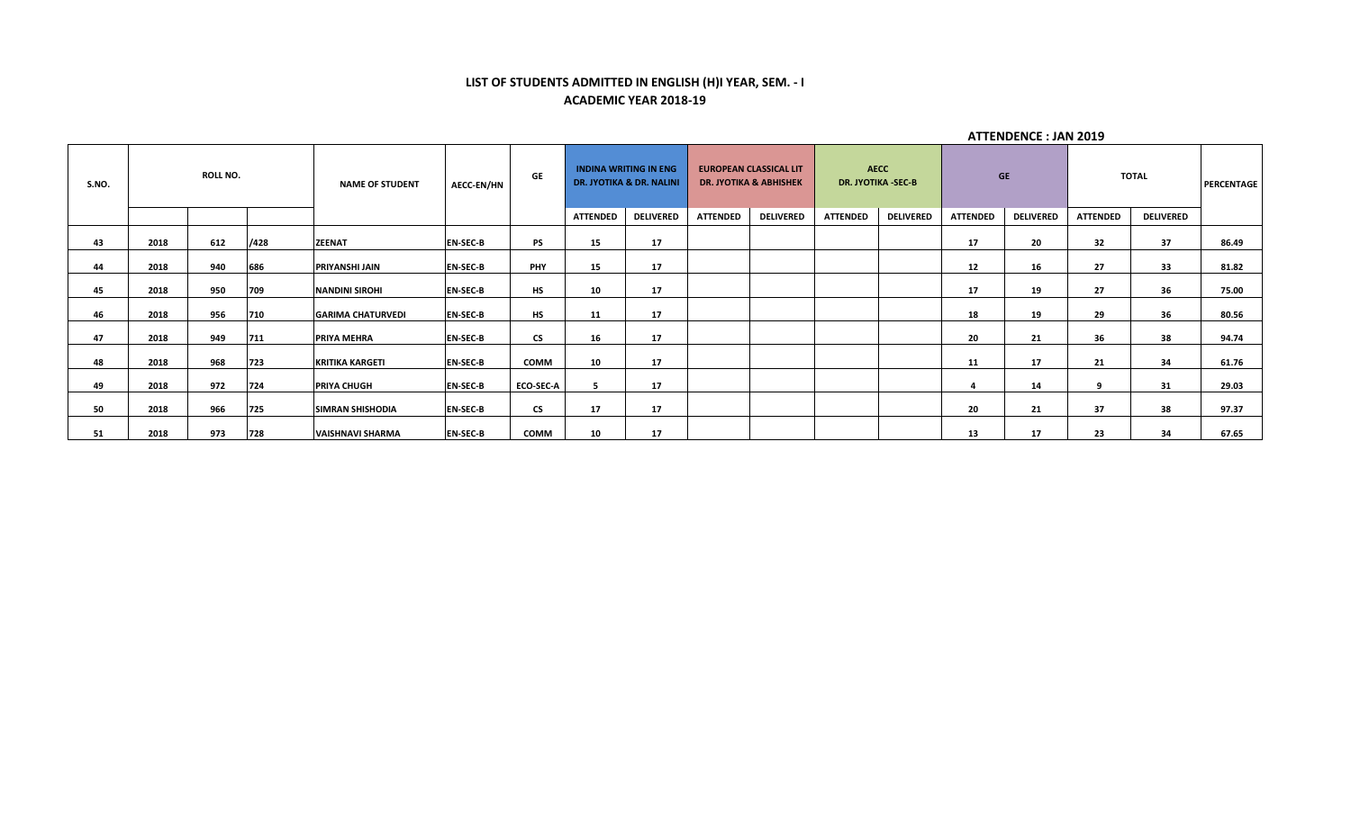### LIST OF STUDENTS ADMITTED IN ENGLISH (H)I YEAR, SEM. - I

### ACADEMIC YEAR 2018-19

**ATTENDENCE : JAN 2019**

| S.NO. | ROLL NO. | | | NAME OF STUDENT | AECC-EN/HN | GE | INDINA WRITING IN ENG DR. JYOTIKA & DR. NALINI | | EUROPEAN CLASSICAL LIT DR. JYOTIKA & ABHISHEK | | AECC DR. JYOTIKA -SEC-B | | GE | | TOTAL | | PERCENTAGE |
|---|---|---|---|---|---|---|---|---|---|---|---|---|---|---|---|---|---|
| | | | | | | | ATTENDED | DELIVERED | ATTENDED | DELIVERED | ATTENDED | DELIVERED | ATTENDED | DELIVERED | ATTENDED | DELIVERED | |
| 43 | 2018 | 612 | /428 | ZEENAT | EN-SEC-B | PS | 15 | 17 | | | | | 17 | 20 | 32 | 37 | 86.49 |
| 44 | 2018 | 940 | 686 | PRIYANSHI JAIN | EN-SEC-B | PHY | 15 | 17 | | | | | 12 | 16 | 27 | 33 | 81.82 |
| 45 | 2018 | 950 | 709 | NANDINI SIROHI | EN-SEC-B | HS | 10 | 17 | | | | | 17 | 19 | 27 | 36 | 75.00 |
| 46 | 2018 | 956 | 710 | GARIMA CHATURVEDI | EN-SEC-B | HS | 11 | 17 | | | | | 18 | 19 | 29 | 36 | 80.56 |
| 47 | 2018 | 949 | 711 | PRIYA MEHRA | EN-SEC-B | CS | 16 | 17 | | | | | 20 | 21 | 36 | 38 | 94.74 |
| 48 | 2018 | 968 | 723 | KRITIKA KARGETI | EN-SEC-B | COMM | 10 | 17 | | | | | 11 | 17 | 21 | 34 | 61.76 |
| 49 | 2018 | 972 | 724 | PRIYA CHUGH | EN-SEC-B | ECO-SEC-A | 5 | 17 | | | | | 4 | 14 | 9 | 31 | 29.03 |
| 50 | 2018 | 966 | 725 | SIMRAN SHISHODIA | EN-SEC-B | CS | 17 | 17 | | | | | 20 | 21 | 37 | 38 | 97.37 |
| 51 | 2018 | 973 | 728 | VAISHNAVI SHARMA | EN-SEC-B | COMM | 10 | 17 | | | | | 13 | 17 | 23 | 34 | 67.65 |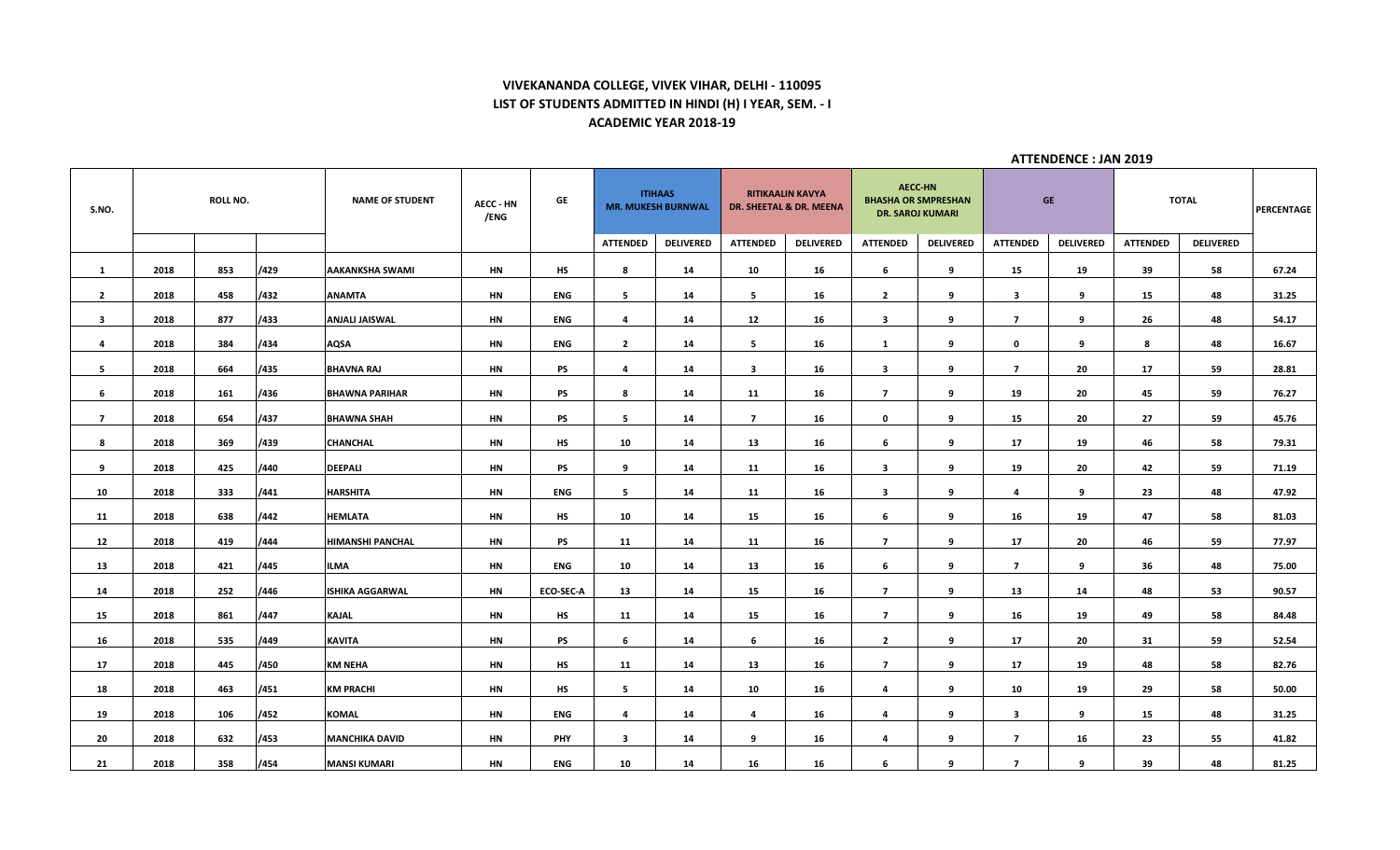# VIVEKANANDA COLLEGE, VIVEK VIHAR, DELHI - 110095
## LIST OF STUDENTS ADMITTED IN HINDI (H) I YEAR, SEM. - I
## ACADEMIC YEAR 2018-19

**ATTENDENCE : JAN 2019**

| S.NO. | ROLL NO. | | | NAME OF STUDENT | AECC - HN /ENG | GE | ITIHAAS MR. MUKESH BURNWAL | | RITIKAALIN KAVYA DR. SHEETAL & DR. MEENA | | AECC-HN BHASHA OR SMPRESHAN DR. SAROJ KUMARI | | GE | | TOTAL | | PERCENTAGE |
|---|---|---|---|---|---|---|---|---|---|---|---|---|---|---|---|---|---|
| | | | | | | | ATTENDED | DELIVERED | ATTENDED | DELIVERED | ATTENDED | DELIVERED | ATTENDED | DELIVERED | ATTENDED | DELIVERED | |
| 1 | 2018 | 853 | /429 | AAKANKSHA SWAMI | HN | HS | 8 | 14 | 10 | 16 | 6 | 9 | 15 | 19 | 39 | 58 | 67.24 |
| 2 | 2018 | 458 | /432 | ANAMTA | HN | ENG | 5 | 14 | 5 | 16 | 2 | 9 | 3 | 9 | 15 | 48 | 31.25 |
| 3 | 2018 | 877 | /433 | ANJALI JAISWAL | HN | ENG | 4 | 14 | 12 | 16 | 3 | 9 | 7 | 9 | 26 | 48 | 54.17 |
| 4 | 2018 | 384 | /434 | AQSA | HN | ENG | 2 | 14 | 5 | 16 | 1 | 9 | 0 | 9 | 8 | 48 | 16.67 |
| 5 | 2018 | 664 | /435 | BHAVNA RAJ | HN | PS | 4 | 14 | 3 | 16 | 3 | 9 | 7 | 20 | 17 | 59 | 28.81 |
| 6 | 2018 | 161 | /436 | BHAWNA PARIHAR | HN | PS | 8 | 14 | 11 | 16 | 7 | 9 | 19 | 20 | 45 | 59 | 76.27 |
| 7 | 2018 | 654 | /437 | BHAWNA SHAH | HN | PS | 5 | 14 | 7 | 16 | 0 | 9 | 15 | 20 | 27 | 59 | 45.76 |
| 8 | 2018 | 369 | /439 | CHANCHAL | HN | HS | 10 | 14 | 13 | 16 | 6 | 9 | 17 | 19 | 46 | 58 | 79.31 |
| 9 | 2018 | 425 | /440 | DEEPALI | HN | PS | 9 | 14 | 11 | 16 | 3 | 9 | 19 | 20 | 42 | 59 | 71.19 |
| 10 | 2018 | 333 | /441 | HARSHITA | HN | ENG | 5 | 14 | 11 | 16 | 3 | 9 | 4 | 9 | 23 | 48 | 47.92 |
| 11 | 2018 | 638 | /442 | HEMLATA | HN | HS | 10 | 14 | 15 | 16 | 6 | 9 | 16 | 19 | 47 | 58 | 81.03 |
| 12 | 2018 | 419 | /444 | HIMANSHI PANCHAL | HN | PS | 11 | 14 | 11 | 16 | 7 | 9 | 17 | 20 | 46 | 59 | 77.97 |
| 13 | 2018 | 421 | /445 | ILMA | HN | ENG | 10 | 14 | 13 | 16 | 6 | 9 | 7 | 9 | 36 | 48 | 75.00 |
| 14 | 2018 | 252 | /446 | ISHIKA AGGARWAL | HN | ECO-SEC-A | 13 | 14 | 15 | 16 | 7 | 9 | 13 | 14 | 48 | 53 | 90.57 |
| 15 | 2018 | 861 | /447 | KAJAL | HN | HS | 11 | 14 | 15 | 16 | 7 | 9 | 16 | 19 | 49 | 58 | 84.48 |
| 16 | 2018 | 535 | /449 | KAVITA | HN | PS | 6 | 14 | 6 | 16 | 2 | 9 | 17 | 20 | 31 | 59 | 52.54 |
| 17 | 2018 | 445 | /450 | KM NEHA | HN | HS | 11 | 14 | 13 | 16 | 7 | 9 | 17 | 19 | 48 | 58 | 82.76 |
| 18 | 2018 | 463 | /451 | KM PRACHI | HN | HS | 5 | 14 | 10 | 16 | 4 | 9 | 10 | 19 | 29 | 58 | 50.00 |
| 19 | 2018 | 106 | /452 | KOMAL | HN | ENG | 4 | 14 | 4 | 16 | 4 | 9 | 3 | 9 | 15 | 48 | 31.25 |
| 20 | 2018 | 632 | /453 | MANCHIKA DAVID | HN | PHY | 3 | 14 | 9 | 16 | 4 | 9 | 7 | 16 | 23 | 55 | 41.82 |
| 21 | 2018 | 358 | /454 | MANSI KUMARI | HN | ENG | 10 | 14 | 16 | 16 | 6 | 9 | 7 | 9 | 39 | 48 | 81.25 |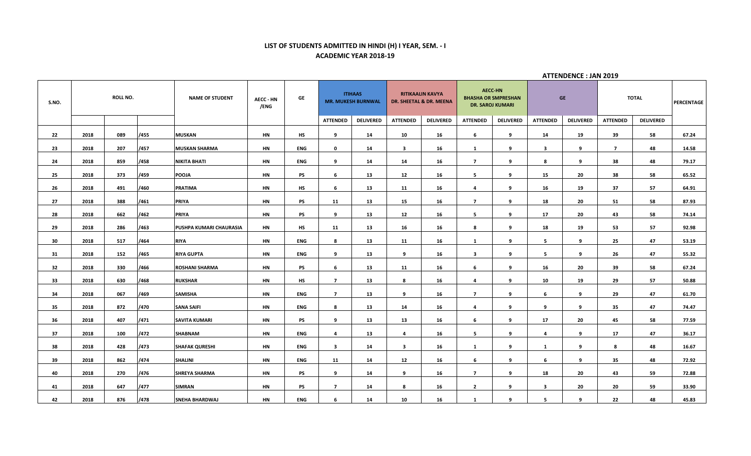**LIST OF STUDENTS ADMITTED IN HINDI (H) I YEAR, SEM. - I**
**ACADEMIC YEAR 2018-19**

**ATTENDENCE : JAN 2019**

| S.NO. | ROLL NO. | | | NAME OF STUDENT | AECC - HN /ENG | GE | ITIHAAS MR. MUKESH BURNWAL | | RITIKAALIN KAVYA DR. SHEETAL & DR. MEENA | | AECC-HN BHASHA OR SMPRESHAN DR. SAROJ KUMARI | | GE | | TOTAL | | PERCENTAGE |
|---|---|---|---|---|---|---|---|---|---|---|---|---|---|---|---|---|---|
| | | | | | | | ATTENDED | DELIVERED | ATTENDED | DELIVERED | ATTENDED | DELIVERED | ATTENDED | DELIVERED | ATTENDED | DELIVERED | |
| 22 | 2018 | 089 | /455 | MUSKAN | HN | HS | 9 | 14 | 10 | 16 | 6 | 9 | 14 | 19 | 39 | 58 | 67.24 |
| 23 | 2018 | 207 | /457 | MUSKAN SHARMA | HN | ENG | 0 | 14 | 3 | 16 | 1 | 9 | 3 | 9 | 7 | 48 | 14.58 |
| 24 | 2018 | 859 | /458 | NIKITA BHATI | HN | ENG | 9 | 14 | 14 | 16 | 7 | 9 | 8 | 9 | 38 | 48 | 79.17 |
| 25 | 2018 | 373 | /459 | POOJA | HN | PS | 6 | 13 | 12 | 16 | 5 | 9 | 15 | 20 | 38 | 58 | 65.52 |
| 26 | 2018 | 491 | /460 | PRATIMA | HN | HS | 6 | 13 | 11 | 16 | 4 | 9 | 16 | 19 | 37 | 57 | 64.91 |
| 27 | 2018 | 388 | /461 | PRIYA | HN | PS | 11 | 13 | 15 | 16 | 7 | 9 | 18 | 20 | 51 | 58 | 87.93 |
| 28 | 2018 | 662 | /462 | PRIYA | HN | PS | 9 | 13 | 12 | 16 | 5 | 9 | 17 | 20 | 43 | 58 | 74.14 |
| 29 | 2018 | 286 | /463 | PUSHPA KUMARI CHAURASIA | HN | HS | 11 | 13 | 16 | 16 | 8 | 9 | 18 | 19 | 53 | 57 | 92.98 |
| 30 | 2018 | 517 | /464 | RIYA | HN | ENG | 8 | 13 | 11 | 16 | 1 | 9 | 5 | 9 | 25 | 47 | 53.19 |
| 31 | 2018 | 152 | /465 | RIYA GUPTA | HN | ENG | 9 | 13 | 9 | 16 | 3 | 9 | 5 | 9 | 26 | 47 | 55.32 |
| 32 | 2018 | 330 | /466 | ROSHANI SHARMA | HN | PS | 6 | 13 | 11 | 16 | 6 | 9 | 16 | 20 | 39 | 58 | 67.24 |
| 33 | 2018 | 630 | /468 | RUKSHAR | HN | HS | 7 | 13 | 8 | 16 | 4 | 9 | 10 | 19 | 29 | 57 | 50.88 |
| 34 | 2018 | 067 | /469 | SAMISHA | HN | ENG | 7 | 13 | 9 | 16 | 7 | 9 | 6 | 9 | 29 | 47 | 61.70 |
| 35 | 2018 | 872 | /470 | SANA SAIFI | HN | ENG | 8 | 13 | 14 | 16 | 4 | 9 | 9 | 9 | 35 | 47 | 74.47 |
| 36 | 2018 | 407 | /471 | SAVITA KUMARI | HN | PS | 9 | 13 | 13 | 16 | 6 | 9 | 17 | 20 | 45 | 58 | 77.59 |
| 37 | 2018 | 100 | /472 | SHABNAM | HN | ENG | 4 | 13 | 4 | 16 | 5 | 9 | 4 | 9 | 17 | 47 | 36.17 |
| 38 | 2018 | 428 | /473 | SHAFAK QURESHI | HN | ENG | 3 | 14 | 3 | 16 | 1 | 9 | 1 | 9 | 8 | 48 | 16.67 |
| 39 | 2018 | 862 | /474 | SHALINI | HN | ENG | 11 | 14 | 12 | 16 | 6 | 9 | 6 | 9 | 35 | 48 | 72.92 |
| 40 | 2018 | 270 | /476 | SHREYA SHARMA | HN | PS | 9 | 14 | 9 | 16 | 7 | 9 | 18 | 20 | 43 | 59 | 72.88 |
| 41 | 2018 | 647 | /477 | SIMRAN | HN | PS | 7 | 14 | 8 | 16 | 2 | 9 | 3 | 20 | 20 | 59 | 33.90 |
| 42 | 2018 | 876 | /478 | SNEHA BHARDWAJ | HN | ENG | 6 | 14 | 10 | 16 | 1 | 9 | 5 | 9 | 22 | 48 | 45.83 |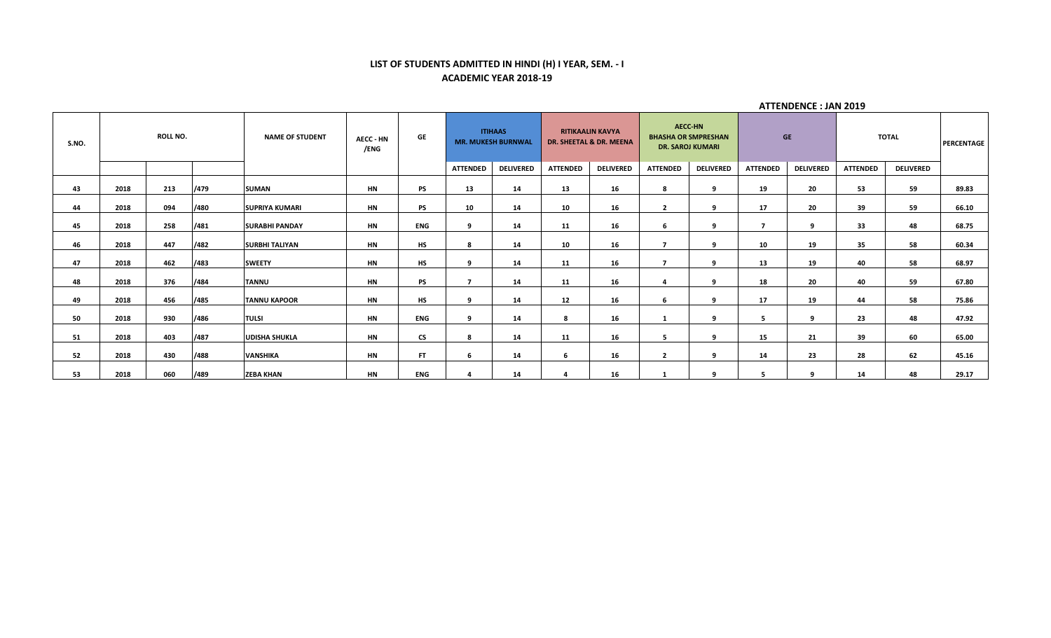**LIST OF STUDENTS ADMITTED IN HINDI (H) I YEAR, SEM. - I**

**ACADEMIC YEAR 2018-19**

**ATTENDENCE : JAN 2019**

| S.NO. | ROLL NO. | | | NAME OF STUDENT | AECC - HN /ENG | GE | ITIHAAS MR. MUKESH BURNWAL | | RITIKAALIN KAVYA DR. SHEETAL & DR. MEENA | | AECC-HN BHASHA OR SMPRESHAN DR. SAROJ KUMARI | | GE | | TOTAL | | PERCENTAGE |
|---|---|---|---|---|---|---|---|---|---|---|---|---|---|---|---|---|---|
| | | | | | | | ATTENDED | DELIVERED | ATTENDED | DELIVERED | ATTENDED | DELIVERED | ATTENDED | DELIVERED | ATTENDED | DELIVERED | |
| 43 | 2018 | 213 | /479 | SUMAN | HN | PS | 13 | 14 | 13 | 16 | 8 | 9 | 19 | 20 | 53 | 59 | 89.83 |
| 44 | 2018 | 094 | /480 | SUPRIYA KUMARI | HN | PS | 10 | 14 | 10 | 16 | 2 | 9 | 17 | 20 | 39 | 59 | 66.10 |
| 45 | 2018 | 258 | /481 | SURABHI PANDAY | HN | ENG | 9 | 14 | 11 | 16 | 6 | 9 | 7 | 9 | 33 | 48 | 68.75 |
| 46 | 2018 | 447 | /482 | SURBHI TALIYAN | HN | HS | 8 | 14 | 10 | 16 | 7 | 9 | 10 | 19 | 35 | 58 | 60.34 |
| 47 | 2018 | 462 | /483 | SWEETY | HN | HS | 9 | 14 | 11 | 16 | 7 | 9 | 13 | 19 | 40 | 58 | 68.97 |
| 48 | 2018 | 376 | /484 | TANNU | HN | PS | 7 | 14 | 11 | 16 | 4 | 9 | 18 | 20 | 40 | 59 | 67.80 |
| 49 | 2018 | 456 | /485 | TANNU KAPOOR | HN | HS | 9 | 14 | 12 | 16 | 6 | 9 | 17 | 19 | 44 | 58 | 75.86 |
| 50 | 2018 | 930 | /486 | TULSI | HN | ENG | 9 | 14 | 8 | 16 | 1 | 9 | 5 | 9 | 23 | 48 | 47.92 |
| 51 | 2018 | 403 | /487 | UDISHA SHUKLA | HN | CS | 8 | 14 | 11 | 16 | 5 | 9 | 15 | 21 | 39 | 60 | 65.00 |
| 52 | 2018 | 430 | /488 | VANSHIKA | HN | FT | 6 | 14 | 6 | 16 | 2 | 9 | 14 | 23 | 28 | 62 | 45.16 |
| 53 | 2018 | 060 | /489 | ZEBA KHAN | HN | ENG | 4 | 14 | 4 | 16 | 1 | 9 | 5 | 9 | 14 | 48 | 29.17 |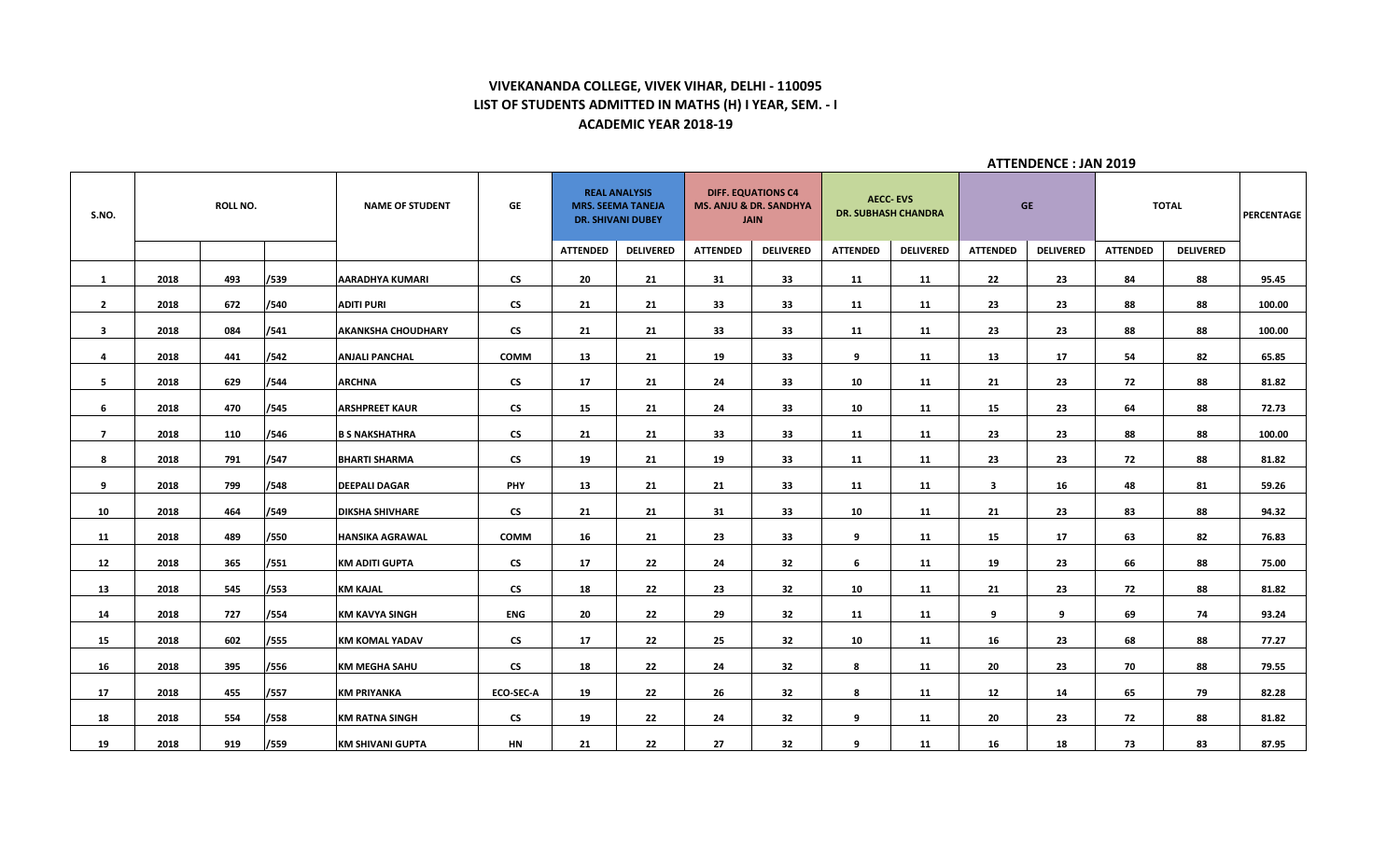## VIVEKANANDA COLLEGE, VIVEK VIHAR, DELHI - 110095
## LIST OF STUDENTS ADMITTED IN MATHS (H) I YEAR, SEM. - I
## ACADEMIC YEAR 2018-19

**ATTENDENCE : JAN 2019**

| S.NO. | ROLL NO. | | | NAME OF STUDENT | GE | REAL ANALYSIS MRS. SEEMA TANEJA DR. SHIVANI DUBEY | | DIFF. EQUATIONS C4 MS. ANJU & DR. SANDHYA JAIN | | AECC- EVS DR. SUBHASH CHANDRA | | GE | | TOTAL | | PERCENTAGE |
|---|---|---|---|---|---|---|---|---|---|---|---|---|---|---|---|---|
| | | | | | | ATTENDED | DELIVERED | ATTENDED | DELIVERED | ATTENDED | DELIVERED | ATTENDED | DELIVERED | ATTENDED | DELIVERED | |
| 1 | 2018 | 493 | /539 | AARADHYA KUMARI | CS | 20 | 21 | 31 | 33 | 11 | 11 | 22 | 23 | 84 | 88 | 95.45 |
| 2 | 2018 | 672 | /540 | ADITI PURI | CS | 21 | 21 | 33 | 33 | 11 | 11 | 23 | 23 | 88 | 88 | 100.00 |
| 3 | 2018 | 084 | /541 | AKANKSHA CHOUDHARY | CS | 21 | 21 | 33 | 33 | 11 | 11 | 23 | 23 | 88 | 88 | 100.00 |
| 4 | 2018 | 441 | /542 | ANJALI PANCHAL | COMM | 13 | 21 | 19 | 33 | 9 | 11 | 13 | 17 | 54 | 82 | 65.85 |
| 5 | 2018 | 629 | /544 | ARCHNA | CS | 17 | 21 | 24 | 33 | 10 | 11 | 21 | 23 | 72 | 88 | 81.82 |
| 6 | 2018 | 470 | /545 | ARSHPREET KAUR | CS | 15 | 21 | 24 | 33 | 10 | 11 | 15 | 23 | 64 | 88 | 72.73 |
| 7 | 2018 | 110 | /546 | B S NAKSHATHRA | CS | 21 | 21 | 33 | 33 | 11 | 11 | 23 | 23 | 88 | 88 | 100.00 |
| 8 | 2018 | 791 | /547 | BHARTI SHARMA | CS | 19 | 21 | 19 | 33 | 11 | 11 | 23 | 23 | 72 | 88 | 81.82 |
| 9 | 2018 | 799 | /548 | DEEPALI DAGAR | PHY | 13 | 21 | 21 | 33 | 11 | 11 | 3 | 16 | 48 | 81 | 59.26 |
| 10 | 2018 | 464 | /549 | DIKSHA SHIVHARE | CS | 21 | 21 | 31 | 33 | 10 | 11 | 21 | 23 | 83 | 88 | 94.32 |
| 11 | 2018 | 489 | /550 | HANSIKA AGRAWAL | COMM | 16 | 21 | 23 | 33 | 9 | 11 | 15 | 17 | 63 | 82 | 76.83 |
| 12 | 2018 | 365 | /551 | KM ADITI GUPTA | CS | 17 | 22 | 24 | 32 | 6 | 11 | 19 | 23 | 66 | 88 | 75.00 |
| 13 | 2018 | 545 | /553 | KM KAJAL | CS | 18 | 22 | 23 | 32 | 10 | 11 | 21 | 23 | 72 | 88 | 81.82 |
| 14 | 2018 | 727 | /554 | KM KAVYA SINGH | ENG | 20 | 22 | 29 | 32 | 11 | 11 | 9 | 9 | 69 | 74 | 93.24 |
| 15 | 2018 | 602 | /555 | KM KOMAL YADAV | CS | 17 | 22 | 25 | 32 | 10 | 11 | 16 | 23 | 68 | 88 | 77.27 |
| 16 | 2018 | 395 | /556 | KM MEGHA SAHU | CS | 18 | 22 | 24 | 32 | 8 | 11 | 20 | 23 | 70 | 88 | 79.55 |
| 17 | 2018 | 455 | /557 | KM PRIYANKA | ECO-SEC-A | 19 | 22 | 26 | 32 | 8 | 11 | 12 | 14 | 65 | 79 | 82.28 |
| 18 | 2018 | 554 | /558 | KM RATNA SINGH | CS | 19 | 22 | 24 | 32 | 9 | 11 | 20 | 23 | 72 | 88 | 81.82 |
| 19 | 2018 | 919 | /559 | KM SHIVANI GUPTA | HN | 21 | 22 | 27 | 32 | 9 | 11 | 16 | 18 | 73 | 83 | 87.95 |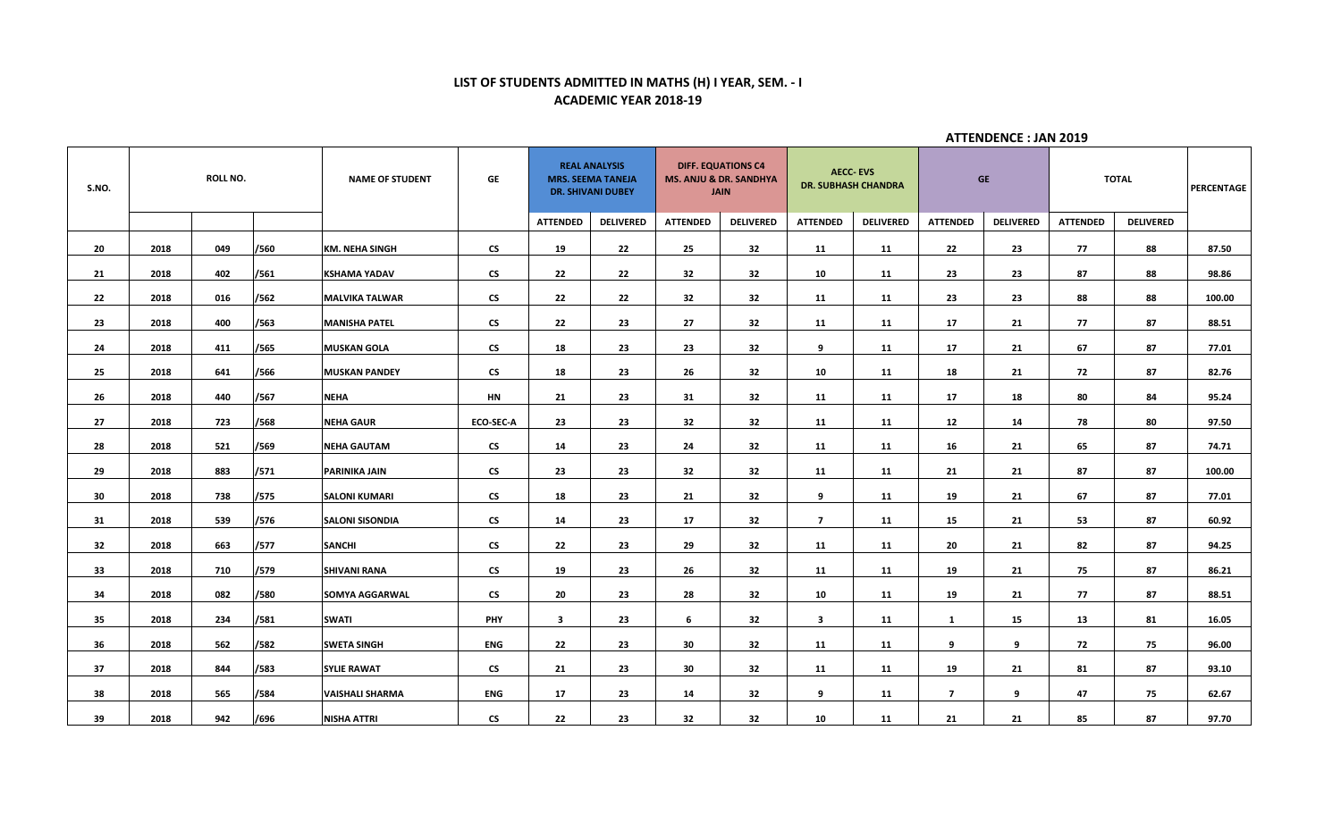## LIST OF STUDENTS ADMITTED IN MATHS (H) I YEAR, SEM. - I
## ACADEMIC YEAR 2018-19

**ATTENDENCE : JAN 2019**

| S.NO. | ROLL NO. | | | NAME OF STUDENT | GE | REAL ANALYSIS MRS. SEEMA TANEJA DR. SHIVANI DUBEY | | DIFF. EQUATIONS C4 MS. ANJU & DR. SANDHYA JAIN | | AECC- EVS DR. SUBHASH CHANDRA | | GE | | TOTAL | | PERCENTAGE |
|---|---|---|---|---|---|---|---|---|---|---|---|---|---|---|---|---|
| | | | | | | ATTENDED | DELIVERED | ATTENDED | DELIVERED | ATTENDED | DELIVERED | ATTENDED | DELIVERED | ATTENDED | DELIVERED | |
| 20 | 2018 | 049 | /560 | KM. NEHA SINGH | CS | 19 | 22 | 25 | 32 | 11 | 11 | 22 | 23 | 77 | 88 | 87.50 |
| 21 | 2018 | 402 | /561 | KSHAMA YADAV | CS | 22 | 22 | 32 | 32 | 10 | 11 | 23 | 23 | 87 | 88 | 98.86 |
| 22 | 2018 | 016 | /562 | MALVIKA TALWAR | CS | 22 | 22 | 32 | 32 | 11 | 11 | 23 | 23 | 88 | 88 | 100.00 |
| 23 | 2018 | 400 | /563 | MANISHA PATEL | CS | 22 | 23 | 27 | 32 | 11 | 11 | 17 | 21 | 77 | 87 | 88.51 |
| 24 | 2018 | 411 | /565 | MUSKAN GOLA | CS | 18 | 23 | 23 | 32 | 9 | 11 | 17 | 21 | 67 | 87 | 77.01 |
| 25 | 2018 | 641 | /566 | MUSKAN PANDEY | CS | 18 | 23 | 26 | 32 | 10 | 11 | 18 | 21 | 72 | 87 | 82.76 |
| 26 | 2018 | 440 | /567 | NEHA | HN | 21 | 23 | 31 | 32 | 11 | 11 | 17 | 18 | 80 | 84 | 95.24 |
| 27 | 2018 | 723 | /568 | NEHA GAUR | ECO-SEC-A | 23 | 23 | 32 | 32 | 11 | 11 | 12 | 14 | 78 | 80 | 97.50 |
| 28 | 2018 | 521 | /569 | NEHA GAUTAM | CS | 14 | 23 | 24 | 32 | 11 | 11 | 16 | 21 | 65 | 87 | 74.71 |
| 29 | 2018 | 883 | /571 | PARINIKA JAIN | CS | 23 | 23 | 32 | 32 | 11 | 11 | 21 | 21 | 87 | 87 | 100.00 |
| 30 | 2018 | 738 | /575 | SALONI KUMARI | CS | 18 | 23 | 21 | 32 | 9 | 11 | 19 | 21 | 67 | 87 | 77.01 |
| 31 | 2018 | 539 | /576 | SALONI SISONDIA | CS | 14 | 23 | 17 | 32 | 7 | 11 | 15 | 21 | 53 | 87 | 60.92 |
| 32 | 2018 | 663 | /577 | SANCHI | CS | 22 | 23 | 29 | 32 | 11 | 11 | 20 | 21 | 82 | 87 | 94.25 |
| 33 | 2018 | 710 | /579 | SHIVANI RANA | CS | 19 | 23 | 26 | 32 | 11 | 11 | 19 | 21 | 75 | 87 | 86.21 |
| 34 | 2018 | 082 | /580 | SOMYA AGGARWAL | CS | 20 | 23 | 28 | 32 | 10 | 11 | 19 | 21 | 77 | 87 | 88.51 |
| 35 | 2018 | 234 | /581 | SWATI | PHY | 3 | 23 | 6 | 32 | 3 | 11 | 1 | 15 | 13 | 81 | 16.05 |
| 36 | 2018 | 562 | /582 | SWETA SINGH | ENG | 22 | 23 | 30 | 32 | 11 | 11 | 9 | 9 | 72 | 75 | 96.00 |
| 37 | 2018 | 844 | /583 | SYLIE RAWAT | CS | 21 | 23 | 30 | 32 | 11 | 11 | 19 | 21 | 81 | 87 | 93.10 |
| 38 | 2018 | 565 | /584 | VAISHALI SHARMA | ENG | 17 | 23 | 14 | 32 | 9 | 11 | 7 | 9 | 47 | 75 | 62.67 |
| 39 | 2018 | 942 | /696 | NISHA ATTRI | CS | 22 | 23 | 32 | 32 | 10 | 11 | 21 | 21 | 85 | 87 | 97.70 |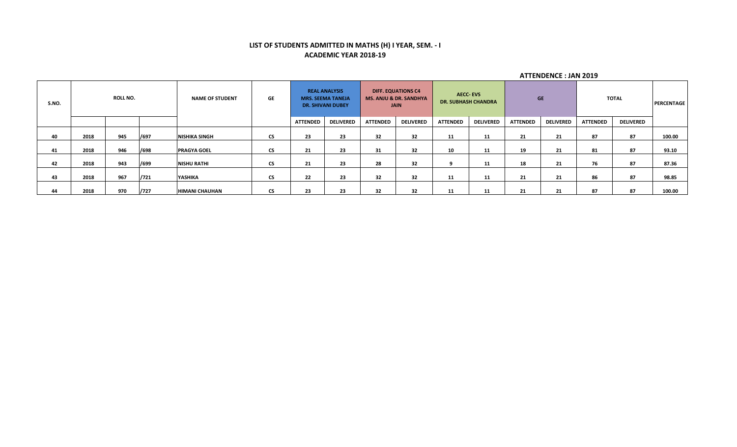**LIST OF STUDENTS ADMITTED IN MATHS (H) I YEAR, SEM. - I**
**ACADEMIC YEAR 2018-19**

**ATTENDENCE : JAN 2019**

| S.NO. | ROLL NO. | | | NAME OF STUDENT | GE | REAL ANALYSIS MRS. SEEMA TANEJA DR. SHIVANI DUBEY | | DIFF. EQUATIONS C4 MS. ANJU & DR. SANDHYA JAIN | | AECC- EVS DR. SUBHASH CHANDRA | | GE | | TOTAL | | PERCENTAGE |
|---|---|---|---|---|---|---|---|---|---|---|---|---|---|---|---|---|
| | | | | | | ATTENDED | DELIVERED | ATTENDED | DELIVERED | ATTENDED | DELIVERED | ATTENDED | DELIVERED | ATTENDED | DELIVERED | |
| 40 | 2018 | 945 | /697 | NISHIKA SINGH | CS | 23 | 23 | 32 | 32 | 11 | 11 | 21 | 21 | 87 | 87 | 100.00 |
| 41 | 2018 | 946 | /698 | PRAGYA GOEL | CS | 21 | 23 | 31 | 32 | 10 | 11 | 19 | 21 | 81 | 87 | 93.10 |
| 42 | 2018 | 943 | /699 | NISHU RATHI | CS | 21 | 23 | 28 | 32 | 9 | 11 | 18 | 21 | 76 | 87 | 87.36 |
| 43 | 2018 | 967 | /721 | YASHIKA | CS | 22 | 23 | 32 | 32 | 11 | 11 | 21 | 21 | 86 | 87 | 98.85 |
| 44 | 2018 | 970 | /727 | HIMANI CHAUHAN | CS | 23 | 23 | 32 | 32 | 11 | 11 | 21 | 21 | 87 | 87 | 100.00 |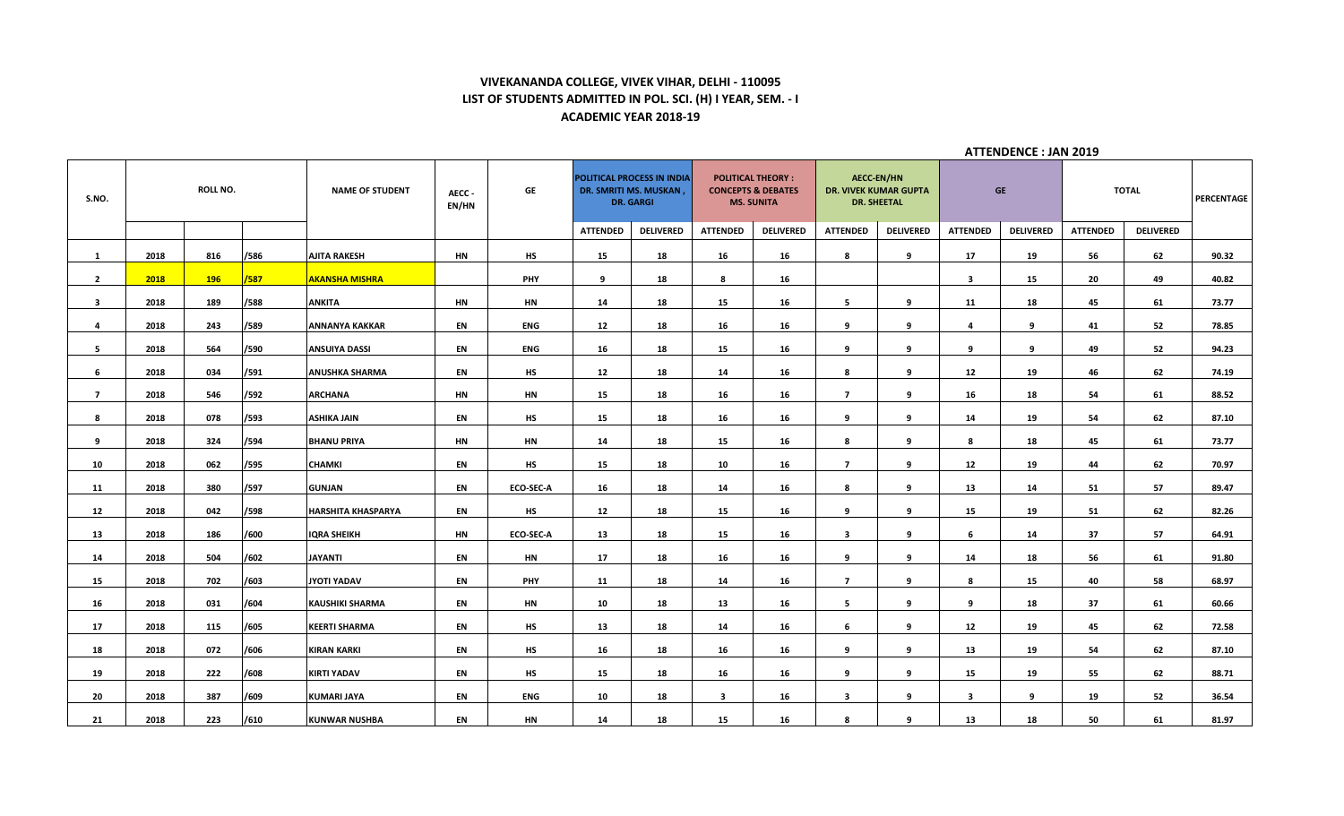# VIVEKANANDA COLLEGE, VIVEK VIHAR, DELHI - 110095
## LIST OF STUDENTS ADMITTED IN POL. SCI. (H) I YEAR, SEM. - I
## ACADEMIC YEAR 2018-19

**ATTENDENCE : JAN 2019**

| S.NO. | ROLL NO. | | | NAME OF STUDENT | AECC - EN/HN | GE | POLITICAL PROCESS IN INDIA DR. SMRITI MS. MUSKAN , DR. GARGI | | POLITICAL THEORY : CONCEPTS & DEBATES MS. SUNITA | | AECC-EN/HN DR. VIVEK KUMAR GUPTA DR. SHEETAL | | GE | | TOTAL | | PERCENTAGE |
|---|---|---|---|---|---|---|---|---|---|---|---|---|---|---|---|---|---|
| | | | | | | | ATTENDED | DELIVERED | ATTENDED | DELIVERED | ATTENDED | DELIVERED | ATTENDED | DELIVERED | ATTENDED | DELIVERED | |
| 1 | 2018 | 816 | /586 | AJITA RAKESH | HN | HS | 15 | 18 | 16 | 16 | 8 | 9 | 17 | 19 | 56 | 62 | 90.32 |
| 2 | 2018 | 196 | /587 | AKANSHA MISHRA | | PHY | 9 | 18 | 8 | 16 | | | 3 | 15 | 20 | 49 | 40.82 |
| 3 | 2018 | 189 | /588 | ANKITA | HN | HN | 14 | 18 | 15 | 16 | 5 | 9 | 11 | 18 | 45 | 61 | 73.77 |
| 4 | 2018 | 243 | /589 | ANNANYA KAKKAR | EN | ENG | 12 | 18 | 16 | 16 | 9 | 9 | 4 | 9 | 41 | 52 | 78.85 |
| 5 | 2018 | 564 | /590 | ANSUIYA DASSI | EN | ENG | 16 | 18 | 15 | 16 | 9 | 9 | 9 | 9 | 49 | 52 | 94.23 |
| 6 | 2018 | 034 | /591 | ANUSHKA SHARMA | EN | HS | 12 | 18 | 14 | 16 | 8 | 9 | 12 | 19 | 46 | 62 | 74.19 |
| 7 | 2018 | 546 | /592 | ARCHANA | HN | HN | 15 | 18 | 16 | 16 | 7 | 9 | 16 | 18 | 54 | 61 | 88.52 |
| 8 | 2018 | 078 | /593 | ASHIKA JAIN | EN | HS | 15 | 18 | 16 | 16 | 9 | 9 | 14 | 19 | 54 | 62 | 87.10 |
| 9 | 2018 | 324 | /594 | BHANU PRIYA | HN | HN | 14 | 18 | 15 | 16 | 8 | 9 | 8 | 18 | 45 | 61 | 73.77 |
| 10 | 2018 | 062 | /595 | CHAMKI | EN | HS | 15 | 18 | 10 | 16 | 7 | 9 | 12 | 19 | 44 | 62 | 70.97 |
| 11 | 2018 | 380 | /597 | GUNJAN | EN | ECO-SEC-A | 16 | 18 | 14 | 16 | 8 | 9 | 13 | 14 | 51 | 57 | 89.47 |
| 12 | 2018 | 042 | /598 | HARSHITA KHASPARYA | EN | HS | 12 | 18 | 15 | 16 | 9 | 9 | 15 | 19 | 51 | 62 | 82.26 |
| 13 | 2018 | 186 | /600 | IQRA SHEIKH | HN | ECO-SEC-A | 13 | 18 | 15 | 16 | 3 | 9 | 6 | 14 | 37 | 57 | 64.91 |
| 14 | 2018 | 504 | /602 | JAYANTI | EN | HN | 17 | 18 | 16 | 16 | 9 | 9 | 14 | 18 | 56 | 61 | 91.80 |
| 15 | 2018 | 702 | /603 | JYOTI YADAV | EN | PHY | 11 | 18 | 14 | 16 | 7 | 9 | 8 | 15 | 40 | 58 | 68.97 |
| 16 | 2018 | 031 | /604 | KAUSHIKI SHARMA | EN | HN | 10 | 18 | 13 | 16 | 5 | 9 | 9 | 18 | 37 | 61 | 60.66 |
| 17 | 2018 | 115 | /605 | KEERTI SHARMA | EN | HS | 13 | 18 | 14 | 16 | 6 | 9 | 12 | 19 | 45 | 62 | 72.58 |
| 18 | 2018 | 072 | /606 | KIRAN KARKI | EN | HS | 16 | 18 | 16 | 16 | 9 | 9 | 13 | 19 | 54 | 62 | 87.10 |
| 19 | 2018 | 222 | /608 | KIRTI YADAV | EN | HS | 15 | 18 | 16 | 16 | 9 | 9 | 15 | 19 | 55 | 62 | 88.71 |
| 20 | 2018 | 387 | /609 | KUMARI JAYA | EN | ENG | 10 | 18 | 3 | 16 | 3 | 9 | 3 | 9 | 19 | 52 | 36.54 |
| 21 | 2018 | 223 | /610 | KUNWAR NUSHBA | EN | HN | 14 | 18 | 15 | 16 | 8 | 9 | 13 | 18 | 50 | 61 | 81.97 |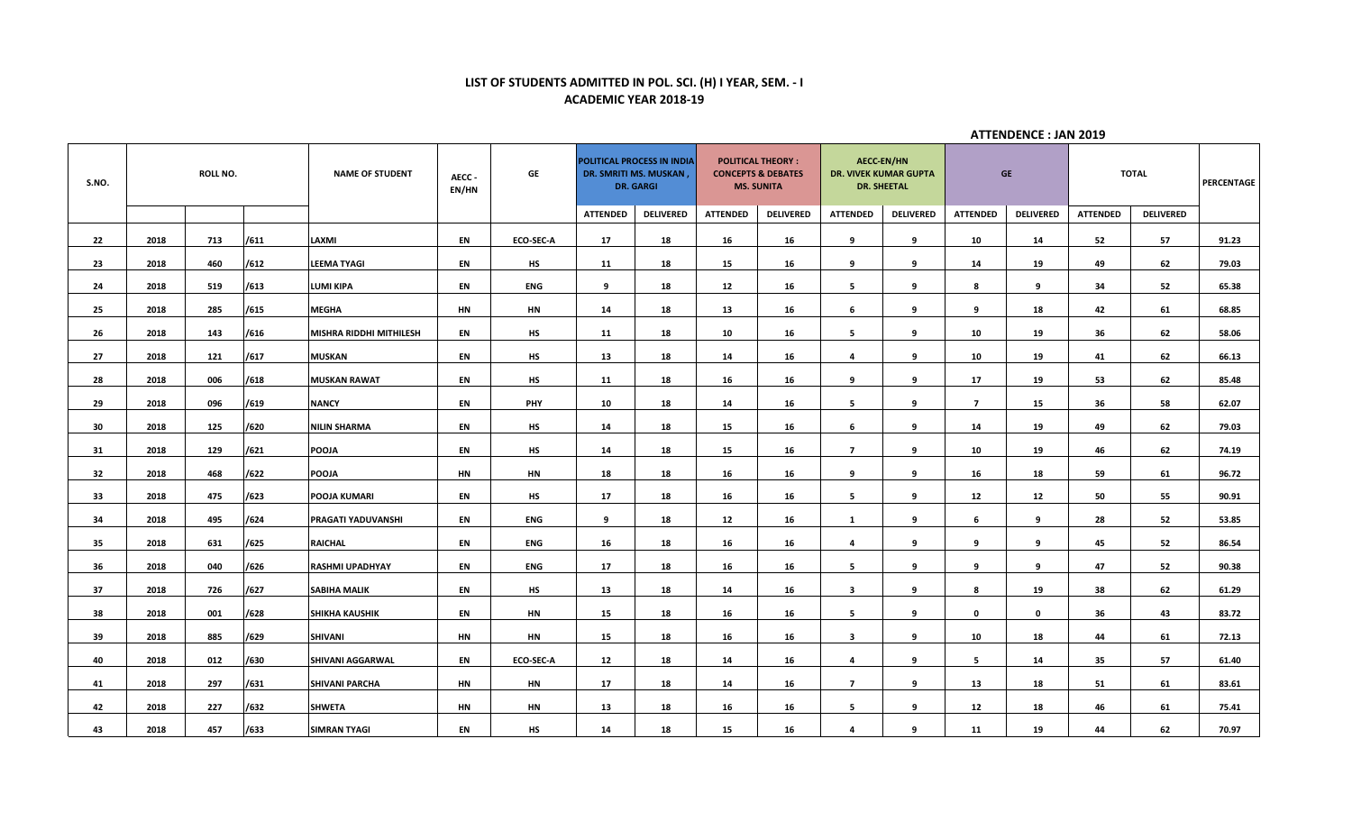## LIST OF STUDENTS ADMITTED IN POL. SCI. (H) I YEAR, SEM. - I
## ACADEMIC YEAR 2018-19

**ATTENDENCE : JAN 2019**

| S.NO. | ROLL NO. | | | NAME OF STUDENT | AECC - EN/HN | GE | POLITICAL PROCESS IN INDIA DR. SMRITI MS. MUSKAN , DR. GARGI | | POLITICAL THEORY : CONCEPTS & DEBATES MS. SUNITA | | AECC-EN/HN DR. VIVEK KUMAR GUPTA DR. SHEETAL | | GE | | TOTAL | | PERCENTAGE |
|---|---|---|---|---|---|---|---|---|---|---|---|---|---|---|---|---|---|
| | | | | | | | ATTENDED | DELIVERED | ATTENDED | DELIVERED | ATTENDED | DELIVERED | ATTENDED | DELIVERED | ATTENDED | DELIVERED | |
| 22 | 2018 | 713 | /611 | LAXMI | EN | ECO-SEC-A | 17 | 18 | 16 | 16 | 9 | 9 | 10 | 14 | 52 | 57 | 91.23 |
| 23 | 2018 | 460 | /612 | LEEMA TYAGI | EN | HS | 11 | 18 | 15 | 16 | 9 | 9 | 14 | 19 | 49 | 62 | 79.03 |
| 24 | 2018 | 519 | /613 | LUMI KIPA | EN | ENG | 9 | 18 | 12 | 16 | 5 | 9 | 8 | 9 | 34 | 52 | 65.38 |
| 25 | 2018 | 285 | /615 | MEGHA | HN | HN | 14 | 18 | 13 | 16 | 6 | 9 | 9 | 18 | 42 | 61 | 68.85 |
| 26 | 2018 | 143 | /616 | MISHRA RIDDHI MITHILESH | EN | HS | 11 | 18 | 10 | 16 | 5 | 9 | 10 | 19 | 36 | 62 | 58.06 |
| 27 | 2018 | 121 | /617 | MUSKAN | EN | HS | 13 | 18 | 14 | 16 | 4 | 9 | 10 | 19 | 41 | 62 | 66.13 |
| 28 | 2018 | 006 | /618 | MUSKAN RAWAT | EN | HS | 11 | 18 | 16 | 16 | 9 | 9 | 17 | 19 | 53 | 62 | 85.48 |
| 29 | 2018 | 096 | /619 | NANCY | EN | PHY | 10 | 18 | 14 | 16 | 5 | 9 | 7 | 15 | 36 | 58 | 62.07 |
| 30 | 2018 | 125 | /620 | NILIN SHARMA | EN | HS | 14 | 18 | 15 | 16 | 6 | 9 | 14 | 19 | 49 | 62 | 79.03 |
| 31 | 2018 | 129 | /621 | POOJA | EN | HS | 14 | 18 | 15 | 16 | 7 | 9 | 10 | 19 | 46 | 62 | 74.19 |
| 32 | 2018 | 468 | /622 | POOJA | HN | HN | 18 | 18 | 16 | 16 | 9 | 9 | 16 | 18 | 59 | 61 | 96.72 |
| 33 | 2018 | 475 | /623 | POOJA KUMARI | EN | HS | 17 | 18 | 16 | 16 | 5 | 9 | 12 | 12 | 50 | 55 | 90.91 |
| 34 | 2018 | 495 | /624 | PRAGATI YADUVANSHI | EN | ENG | 9 | 18 | 12 | 16 | 1 | 9 | 6 | 9 | 28 | 52 | 53.85 |
| 35 | 2018 | 631 | /625 | RAICHAL | EN | ENG | 16 | 18 | 16 | 16 | 4 | 9 | 9 | 9 | 45 | 52 | 86.54 |
| 36 | 2018 | 040 | /626 | RASHMI UPADHYAY | EN | ENG | 17 | 18 | 16 | 16 | 5 | 9 | 9 | 9 | 47 | 52 | 90.38 |
| 37 | 2018 | 726 | /627 | SABIHA MALIK | EN | HS | 13 | 18 | 14 | 16 | 3 | 9 | 8 | 19 | 38 | 62 | 61.29 |
| 38 | 2018 | 001 | /628 | SHIKHA KAUSHIK | EN | HN | 15 | 18 | 16 | 16 | 5 | 9 | 0 | 0 | 36 | 43 | 83.72 |
| 39 | 2018 | 885 | /629 | SHIVANI | HN | HN | 15 | 18 | 16 | 16 | 3 | 9 | 10 | 18 | 44 | 61 | 72.13 |
| 40 | 2018 | 012 | /630 | SHIVANI AGGARWAL | EN | ECO-SEC-A | 12 | 18 | 14 | 16 | 4 | 9 | 5 | 14 | 35 | 57 | 61.40 |
| 41 | 2018 | 297 | /631 | SHIVANI PARCHA | HN | HN | 17 | 18 | 14 | 16 | 7 | 9 | 13 | 18 | 51 | 61 | 83.61 |
| 42 | 2018 | 227 | /632 | SHWETA | HN | HN | 13 | 18 | 16 | 16 | 5 | 9 | 12 | 18 | 46 | 61 | 75.41 |
| 43 | 2018 | 457 | /633 | SIMRAN TYAGI | EN | HS | 14 | 18 | 15 | 16 | 4 | 9 | 11 | 19 | 44 | 62 | 70.97 |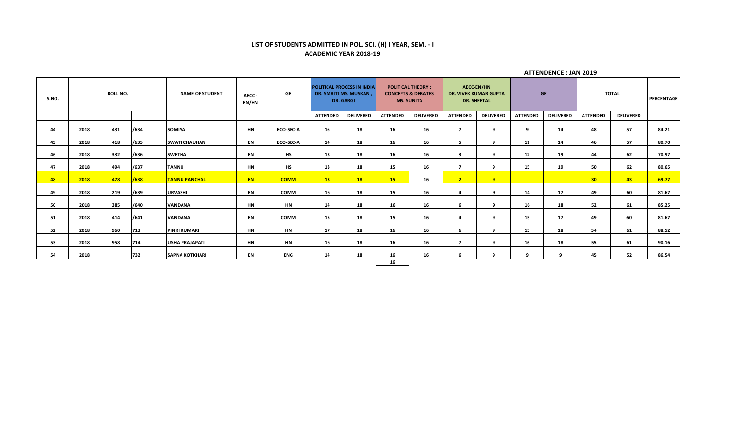## LIST OF STUDENTS ADMITTED IN POL. SCI. (H) I YEAR, SEM. - I
## ACADEMIC YEAR 2018-19

**ATTENDENCE : JAN 2019**

| S.NO. | ROLL NO. | | | NAME OF STUDENT | AECC - EN/HN | GE | POLITICAL PROCESS IN INDIA DR. SMRITI MS. MUSKAN , DR. GARGI | | POLITICAL THEORY : CONCEPTS & DEBATES MS. SUNITA | | AECC-EN/HN DR. VIVEK KUMAR GUPTA DR. SHEETAL | | GE | | TOTAL | | PERCENTAGE |
|---|---|---|---|---|---|---|---|---|---|---|---|---|---|---|---|---|---|
| | | | | | | | ATTENDED | DELIVERED | ATTENDED | DELIVERED | ATTENDED | DELIVERED | ATTENDED | DELIVERED | ATTENDED | DELIVERED | |
| 44 | 2018 | 431 | /634 | SOMIYA | HN | ECO-SEC-A | 16 | 18 | 16 | 16 | 7 | 9 | 9 | 14 | 48 | 57 | 84.21 |
| 45 | 2018 | 418 | /635 | SWATI CHAUHAN | EN | ECO-SEC-A | 14 | 18 | 16 | 16 | 5 | 9 | 11 | 14 | 46 | 57 | 80.70 |
| 46 | 2018 | 332 | /636 | SWETHA | EN | HS | 13 | 18 | 16 | 16 | 3 | 9 | 12 | 19 | 44 | 62 | 70.97 |
| 47 | 2018 | 494 | /637 | TANNU | HN | HS | 13 | 18 | 15 | 16 | 7 | 9 | 15 | 19 | 50 | 62 | 80.65 |
| 48 | 2018 | 478 | /638 | TANNU PANCHAL | EN | COMM | 13 | 18 | 15 | 16 | 2 | 9 | | | 30 | 43 | 69.77 |
| 49 | 2018 | 219 | /639 | URVASHI | EN | COMM | 16 | 18 | 15 | 16 | 4 | 9 | 14 | 17 | 49 | 60 | 81.67 |
| 50 | 2018 | 385 | /640 | VANDANA | HN | HN | 14 | 18 | 16 | 16 | 6 | 9 | 16 | 18 | 52 | 61 | 85.25 |
| 51 | 2018 | 414 | /641 | VANDANA | EN | COMM | 15 | 18 | 15 | 16 | 4 | 9 | 15 | 17 | 49 | 60 | 81.67 |
| 52 | 2018 | 960 | 713 | PINKI KUMARI | HN | HN | 17 | 18 | 16 | 16 | 6 | 9 | 15 | 18 | 54 | 61 | 88.52 |
| 53 | 2018 | 958 | 714 | USHA PRAJAPATI | HN | HN | 16 | 18 | 16 | 16 | 7 | 9 | 16 | 18 | 55 | 61 | 90.16 |
| 54 | 2018 | | 732 | SAPNA KOTKHARI | EN | ENG | 14 | 18 | 16 | 16 | 6 | 9 | 9 | 9 | 45 | 52 | 86.54 |
| | | | | | | | | | 16 | | | | | | | | |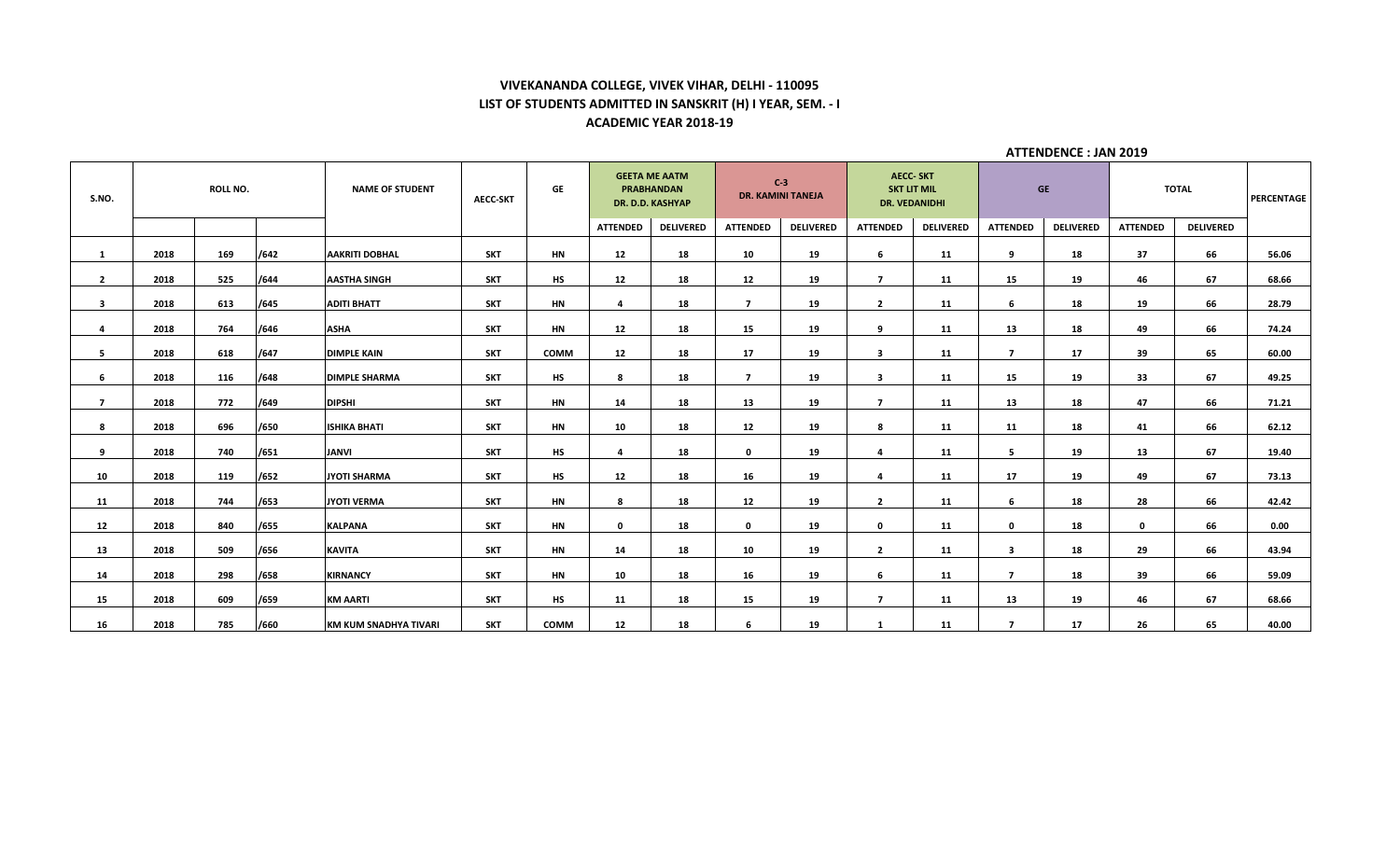**VIVEKANANDA COLLEGE, VIVEK VIHAR, DELHI - 110095**
**LIST OF STUDENTS ADMITTED IN SANSKRIT (H) I YEAR, SEM. - I**
**ACADEMIC YEAR 2018-19**

**ATTENDENCE : JAN 2019**

| S.NO. | ROLL NO. | | | NAME OF STUDENT | AECC-SKT | GE | GEETA ME AATM PRABHANDAN DR. D.D. KASHYAP | | C-3 DR. KAMINI TANEJA | | AECC- SKT SKT LIT MIL DR. VEDANIDHI | | GE | | TOTAL | | PERCENTAGE |
|---|---|---|---|---|---|---|---|---|---|---|---|---|---|---|---|---|---|
| | | | | | | | ATTENDED | DELIVERED | ATTENDED | DELIVERED | ATTENDED | DELIVERED | ATTENDED | DELIVERED | ATTENDED | DELIVERED | |
| 1 | 2018 | 169 | /642 | AAKRITI DOBHAL | SKT | HN | 12 | 18 | 10 | 19 | 6 | 11 | 9 | 18 | 37 | 66 | 56.06 |
| 2 | 2018 | 525 | /644 | AASTHA SINGH | SKT | HS | 12 | 18 | 12 | 19 | 7 | 11 | 15 | 19 | 46 | 67 | 68.66 |
| 3 | 2018 | 613 | /645 | ADITI BHATT | SKT | HN | 4 | 18 | 7 | 19 | 2 | 11 | 6 | 18 | 19 | 66 | 28.79 |
| 4 | 2018 | 764 | /646 | ASHA | SKT | HN | 12 | 18 | 15 | 19 | 9 | 11 | 13 | 18 | 49 | 66 | 74.24 |
| 5 | 2018 | 618 | /647 | DIMPLE KAIN | SKT | COMM | 12 | 18 | 17 | 19 | 3 | 11 | 7 | 17 | 39 | 65 | 60.00 |
| 6 | 2018 | 116 | /648 | DIMPLE SHARMA | SKT | HS | 8 | 18 | 7 | 19 | 3 | 11 | 15 | 19 | 33 | 67 | 49.25 |
| 7 | 2018 | 772 | /649 | DIPSHI | SKT | HN | 14 | 18 | 13 | 19 | 7 | 11 | 13 | 18 | 47 | 66 | 71.21 |
| 8 | 2018 | 696 | /650 | ISHIKA BHATI | SKT | HN | 10 | 18 | 12 | 19 | 8 | 11 | 11 | 18 | 41 | 66 | 62.12 |
| 9 | 2018 | 740 | /651 | JANVI | SKT | HS | 4 | 18 | 0 | 19 | 4 | 11 | 5 | 19 | 13 | 67 | 19.40 |
| 10 | 2018 | 119 | /652 | JYOTI SHARMA | SKT | HS | 12 | 18 | 16 | 19 | 4 | 11 | 17 | 19 | 49 | 67 | 73.13 |
| 11 | 2018 | 744 | /653 | JYOTI VERMA | SKT | HN | 8 | 18 | 12 | 19 | 2 | 11 | 6 | 18 | 28 | 66 | 42.42 |
| 12 | 2018 | 840 | /655 | KALPANA | SKT | HN | 0 | 18 | 0 | 19 | 0 | 11 | 0 | 18 | 0 | 66 | 0.00 |
| 13 | 2018 | 509 | /656 | KAVITA | SKT | HN | 14 | 18 | 10 | 19 | 2 | 11 | 3 | 18 | 29 | 66 | 43.94 |
| 14 | 2018 | 298 | /658 | KIRNANCY | SKT | HN | 10 | 18 | 16 | 19 | 6 | 11 | 7 | 18 | 39 | 66 | 59.09 |
| 15 | 2018 | 609 | /659 | KM AARTI | SKT | HS | 11 | 18 | 15 | 19 | 7 | 11 | 13 | 19 | 46 | 67 | 68.66 |
| 16 | 2018 | 785 | /660 | KM KUM SNADHYA TIVARI | SKT | COMM | 12 | 18 | 6 | 19 | 1 | 11 | 7 | 17 | 26 | 65 | 40.00 |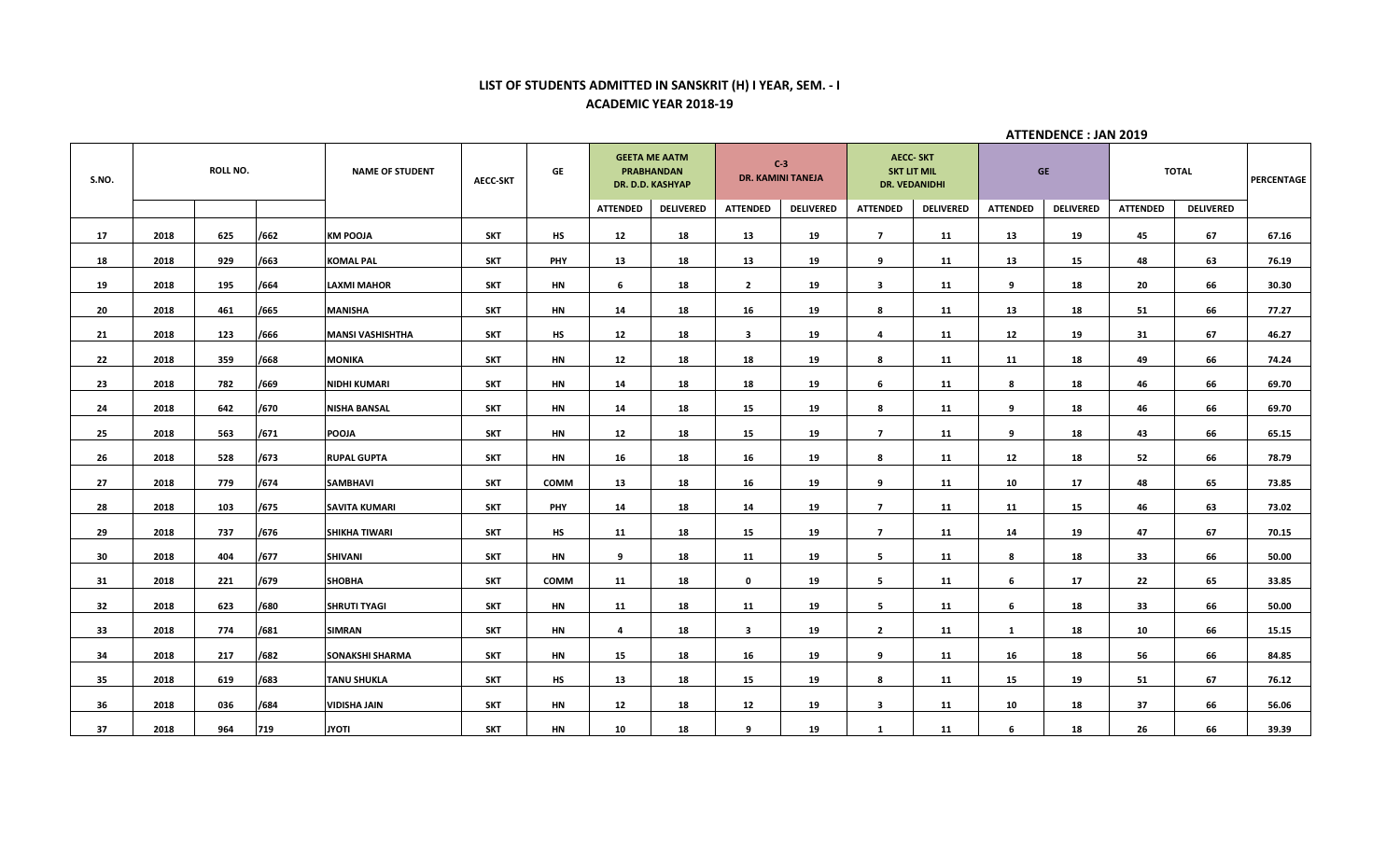**LIST OF STUDENTS ADMITTED IN SANSKRIT (H) I YEAR, SEM. - I**

**ACADEMIC YEAR 2018-19**

**ATTENDENCE : JAN 2019**

| S.NO. | ROLL NO. | | | NAME OF STUDENT | AECC-SKT | GE | GEETA ME AATM PRABHANDAN DR. D.D. KASHYAP | | C-3 DR. KAMINI TANEJA | | AECC- SKT SKT LIT MIL DR. VEDANIDHI | | GE | | TOTAL | | PERCENTAGE |
|---|---|---|---|---|---|---|---|---|---|---|---|---|---|---|---|---|---|
| | | | | | | | ATTENDED | DELIVERED | ATTENDED | DELIVERED | ATTENDED | DELIVERED | ATTENDED | DELIVERED | ATTENDED | DELIVERED | |
| 17 | 2018 | 625 | /662 | KM POOJA | SKT | HS | 12 | 18 | 13 | 19 | 7 | 11 | 13 | 19 | 45 | 67 | 67.16 |
| 18 | 2018 | 929 | /663 | KOMAL PAL | SKT | PHY | 13 | 18 | 13 | 19 | 9 | 11 | 13 | 15 | 48 | 63 | 76.19 |
| 19 | 2018 | 195 | /664 | LAXMI MAHOR | SKT | HN | 6 | 18 | 2 | 19 | 3 | 11 | 9 | 18 | 20 | 66 | 30.30 |
| 20 | 2018 | 461 | /665 | MANISHA | SKT | HN | 14 | 18 | 16 | 19 | 8 | 11 | 13 | 18 | 51 | 66 | 77.27 |
| 21 | 2018 | 123 | /666 | MANSI VASHISHTHA | SKT | HS | 12 | 18 | 3 | 19 | 4 | 11 | 12 | 19 | 31 | 67 | 46.27 |
| 22 | 2018 | 359 | /668 | MONIKA | SKT | HN | 12 | 18 | 18 | 19 | 8 | 11 | 11 | 18 | 49 | 66 | 74.24 |
| 23 | 2018 | 782 | /669 | NIDHI KUMARI | SKT | HN | 14 | 18 | 18 | 19 | 6 | 11 | 8 | 18 | 46 | 66 | 69.70 |
| 24 | 2018 | 642 | /670 | NISHA BANSAL | SKT | HN | 14 | 18 | 15 | 19 | 8 | 11 | 9 | 18 | 46 | 66 | 69.70 |
| 25 | 2018 | 563 | /671 | POOJA | SKT | HN | 12 | 18 | 15 | 19 | 7 | 11 | 9 | 18 | 43 | 66 | 65.15 |
| 26 | 2018 | 528 | /673 | RUPAL GUPTA | SKT | HN | 16 | 18 | 16 | 19 | 8 | 11 | 12 | 18 | 52 | 66 | 78.79 |
| 27 | 2018 | 779 | /674 | SAMBHAVI | SKT | COMM | 13 | 18 | 16 | 19 | 9 | 11 | 10 | 17 | 48 | 65 | 73.85 |
| 28 | 2018 | 103 | /675 | SAVITA KUMARI | SKT | PHY | 14 | 18 | 14 | 19 | 7 | 11 | 11 | 15 | 46 | 63 | 73.02 |
| 29 | 2018 | 737 | /676 | SHIKHA TIWARI | SKT | HS | 11 | 18 | 15 | 19 | 7 | 11 | 14 | 19 | 47 | 67 | 70.15 |
| 30 | 2018 | 404 | /677 | SHIVANI | SKT | HN | 9 | 18 | 11 | 19 | 5 | 11 | 8 | 18 | 33 | 66 | 50.00 |
| 31 | 2018 | 221 | /679 | SHOBHA | SKT | COMM | 11 | 18 | 0 | 19 | 5 | 11 | 6 | 17 | 22 | 65 | 33.85 |
| 32 | 2018 | 623 | /680 | SHRUTI TYAGI | SKT | HN | 11 | 18 | 11 | 19 | 5 | 11 | 6 | 18 | 33 | 66 | 50.00 |
| 33 | 2018 | 774 | /681 | SIMRAN | SKT | HN | 4 | 18 | 3 | 19 | 2 | 11 | 1 | 18 | 10 | 66 | 15.15 |
| 34 | 2018 | 217 | /682 | SONAKSHI SHARMA | SKT | HN | 15 | 18 | 16 | 19 | 9 | 11 | 16 | 18 | 56 | 66 | 84.85 |
| 35 | 2018 | 619 | /683 | TANU SHUKLA | SKT | HS | 13 | 18 | 15 | 19 | 8 | 11 | 15 | 19 | 51 | 67 | 76.12 |
| 36 | 2018 | 036 | /684 | VIDISHA JAIN | SKT | HN | 12 | 18 | 12 | 19 | 3 | 11 | 10 | 18 | 37 | 66 | 56.06 |
| 37 | 2018 | 964 | 719 | JYOTI | SKT | HN | 10 | 18 | 9 | 19 | 1 | 11 | 6 | 18 | 26 | 66 | 39.39 |